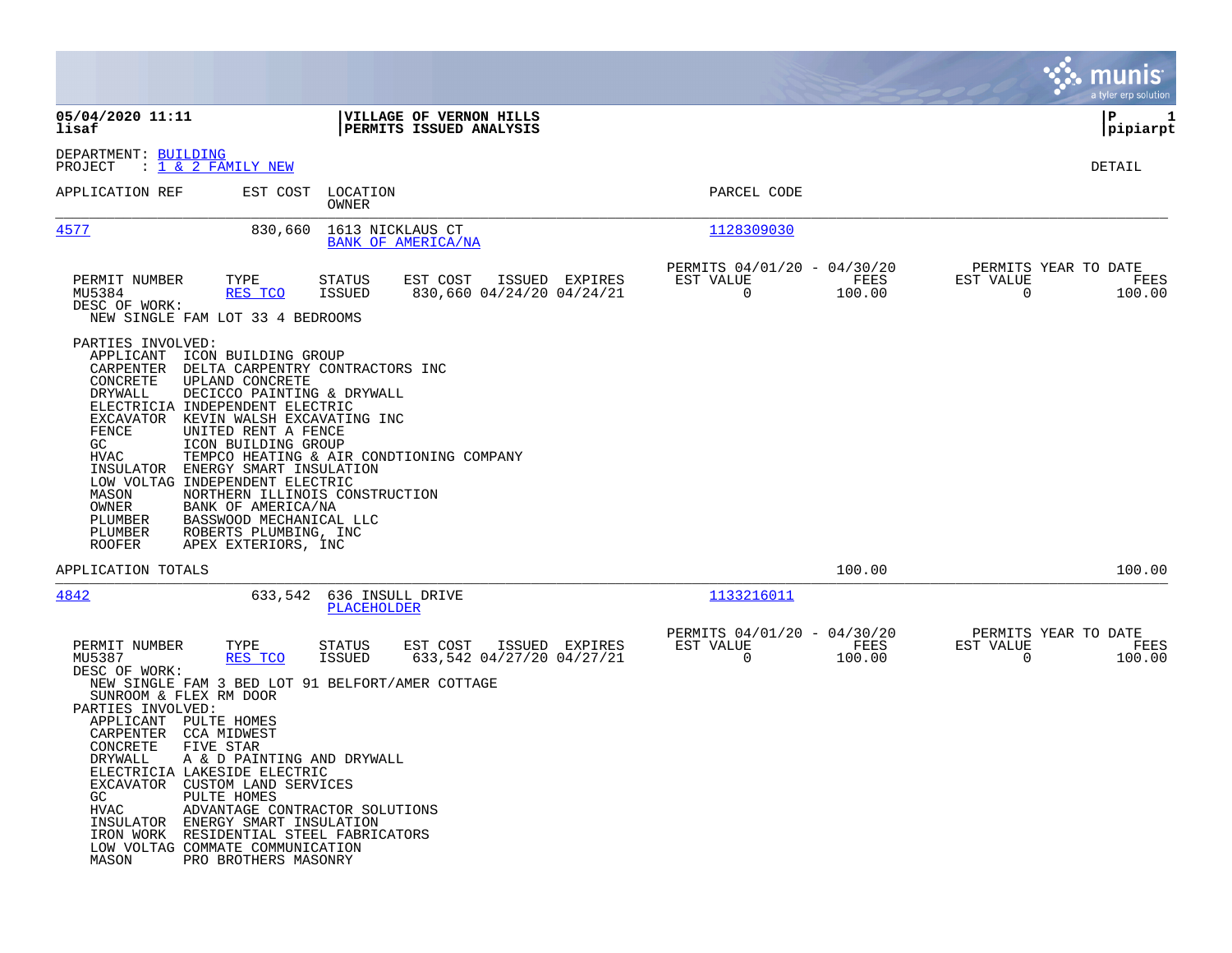**05/04/2020 11:11**
**lisaf**

**VILLAGE OF VERNON HILLS**
**PERMITS ISSUED ANALYSIS**

**P 1**
**pipiarpt**

DEPARTMENT: BUILDING
PROJECT : 1 & 2 FAMILY NEW

DETAIL

| APPLICATION REF | EST COST | LOCATION / OWNER | PARCEL CODE |
|---|---|---|---|
| 4577 | 830,660 | 1613 NICKLAUS CT / BANK OF AMERICA/NA | 1128309030 |

| PERMIT NUMBER | TYPE | STATUS | EST COST | ISSUED | EXPIRES | PERMITS 04/01/20 - 04/30/20 EST VALUE | FEES | PERMITS YEAR TO DATE EST VALUE | FEES |
|---|---|---|---|---|---|---|---|---|---|
| MU5384 | RES TCO | ISSUED | 830,660 | 04/24/20 | 04/24/21 | 0 | 100.00 | 0 | 100.00 |

DESC OF WORK:
NEW SINGLE FAM LOT 33 4 BEDROOMS

PARTIES INVOLVED:

| Role | Party |
|---|---|
| APPLICANT | ICON BUILDING GROUP |
| CARPENTER | DELTA CARPENTRY CONTRACTORS INC |
| CONCRETE | UPLAND CONCRETE |
| DRYWALL | DECICCO PAINTING & DRYWALL |
| ELECTRICIA | INDEPENDENT ELECTRIC |
| EXCAVATOR | KEVIN WALSH EXCAVATING INC |
| FENCE | UNITED RENT A FENCE |
| GC | ICON BUILDING GROUP |
| HVAC | TEMPCO HEATING & AIR CONDTIONING COMPANY |
| INSULATOR | ENERGY SMART INSULATION |
| LOW VOLTAG | INDEPENDENT ELECTRIC |
| MASON | NORTHERN ILLINOIS CONSTRUCTION |
| OWNER | BANK OF AMERICA/NA |
| PLUMBER | BASSWOOD MECHANICAL LLC |
| PLUMBER | ROBERTS PLUMBING, INC |
| ROOFER | APEX EXTERIORS, INC |

APPLICATION TOTALS — 100.00 — 100.00

| APPLICATION REF | EST COST | LOCATION / OWNER | PARCEL CODE |
|---|---|---|---|
| 4842 | 633,542 | 636 INSULL DRIVE / PLACEHOLDER | 1133216011 |

| PERMIT NUMBER | TYPE | STATUS | EST COST | ISSUED | EXPIRES | PERMITS 04/01/20 - 04/30/20 EST VALUE | FEES | PERMITS YEAR TO DATE EST VALUE | FEES |
|---|---|---|---|---|---|---|---|---|---|
| MU5387 | RES TCO | ISSUED | 633,542 | 04/27/20 | 04/27/21 | 0 | 100.00 | 0 | 100.00 |

DESC OF WORK:
NEW SINGLE FAM 3 BED LOT 91 BELFORT/AMER COTTAGE
SUNROOM & FLEX RM DOOR

PARTIES INVOLVED:

| Role | Party |
|---|---|
| APPLICANT | PULTE HOMES |
| CARPENTER | CCA MIDWEST |
| CONCRETE | FIVE STAR |
| DRYWALL | A & D PAINTING AND DRYWALL |
| ELECTRICIA | LAKESIDE ELECTRIC |
| EXCAVATOR | CUSTOM LAND SERVICES |
| GC | PULTE HOMES |
| HVAC | ADVANTAGE CONTRACTOR SOLUTIONS |
| INSULATOR | ENERGY SMART INSULATION |
| IRON WORK | RESIDENTIAL STEEL FABRICATORS |
| LOW VOLTAG | COMMATE COMMUNICATION |
| MASON | PRO BROTHERS MASONRY |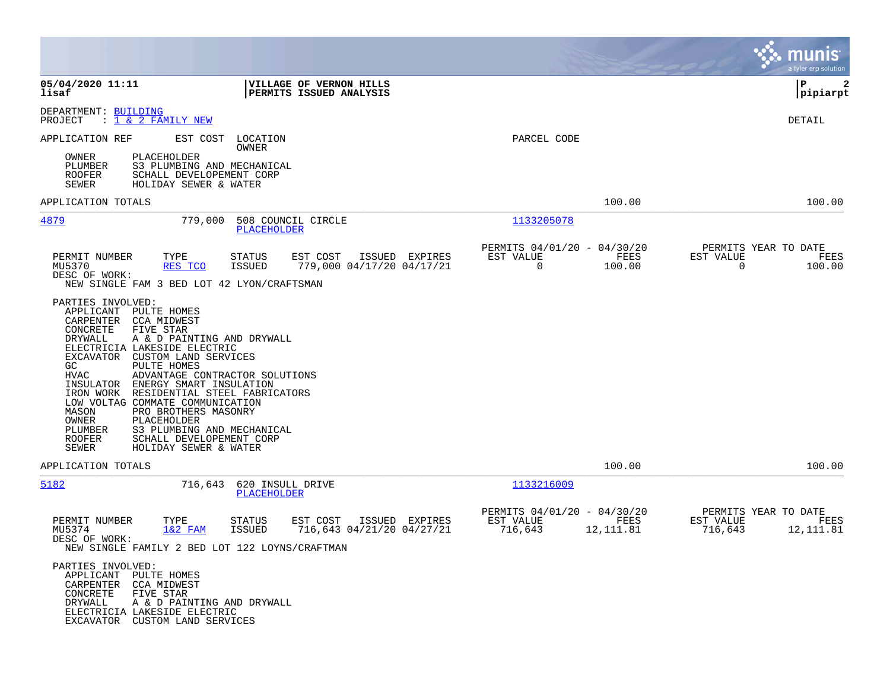05/04/2020 11:11 | VILLAGE OF VERNON HILLS | P 2
lisaf | PERMITS ISSUED ANALYSIS | pipiarpt

DEPARTMENT: BUILDING
PROJECT : 1 & 2 FAMILY NEW

DETAIL

APPLICATION REF | EST COST | LOCATION / OWNER | PARCEL CODE

OWNER PLACEHOLDER
PLUMBER S3 PLUMBING AND MECHANICAL
ROOFER SCHALL DEVELOPEMENT CORP
SEWER HOLIDAY SEWER & WATER

APPLICATION TOTALS 100.00 100.00

---

**4879** | 779,000 | 508 COUNCIL CIRCLE / PLACEHOLDER | 1133205078

| PERMIT NUMBER | TYPE | STATUS | EST COST | ISSUED | EXPIRES | PERMITS 04/01/20 - 04/30/20 EST VALUE | FEES | PERMITS YEAR TO DATE EST VALUE | FEES |
|---|---|---|---|---|---|---|---|---|---|
| MU5370 | RES TCO | ISSUED | 779,000 | 04/17/20 | 04/17/21 | 0 | 100.00 | 0 | 100.00 |

DESC OF WORK:
NEW SINGLE FAM 3 BED LOT 42 LYON/CRAFTSMAN

PARTIES INVOLVED:
- APPLICANT PULTE HOMES
- CARPENTER CCA MIDWEST
- CONCRETE FIVE STAR
- DRYWALL A & D PAINTING AND DRYWALL
- ELECTRICIA LAKESIDE ELECTRIC
- EXCAVATOR CUSTOM LAND SERVICES
- GC PULTE HOMES
- HVAC ADVANTAGE CONTRACTOR SOLUTIONS
- INSULATOR ENERGY SMART INSULATION
- IRON WORK RESIDENTIAL STEEL FABRICATORS
- LOW VOLTAG COMMATE COMMUNICATION
- MASON PRO BROTHERS MASONRY
- OWNER PLACEHOLDER
- PLUMBER S3 PLUMBING AND MECHANICAL
- ROOFER SCHALL DEVELOPEMENT CORP
- SEWER HOLIDAY SEWER & WATER

APPLICATION TOTALS 100.00 100.00

---

**5182** | 716,643 | 620 INSULL DRIVE / PLACEHOLDER | 1133216009

| PERMIT NUMBER | TYPE | STATUS | EST COST | ISSUED | EXPIRES | PERMITS 04/01/20 - 04/30/20 EST VALUE | FEES | PERMITS YEAR TO DATE EST VALUE | FEES |
|---|---|---|---|---|---|---|---|---|---|
| MU5374 | 1&2 FAM | ISSUED | 716,643 | 04/21/20 | 04/27/21 | 716,643 | 12,111.81 | 716,643 | 12,111.81 |

DESC OF WORK:
NEW SINGLE FAMILY 2 BED LOT 122 LOYNS/CRAFTMAN

PARTIES INVOLVED:
- APPLICANT PULTE HOMES
- CARPENTER CCA MIDWEST
- CONCRETE FIVE STAR
- DRYWALL A & D PAINTING AND DRYWALL
- ELECTRICIA LAKESIDE ELECTRIC
- EXCAVATOR CUSTOM LAND SERVICES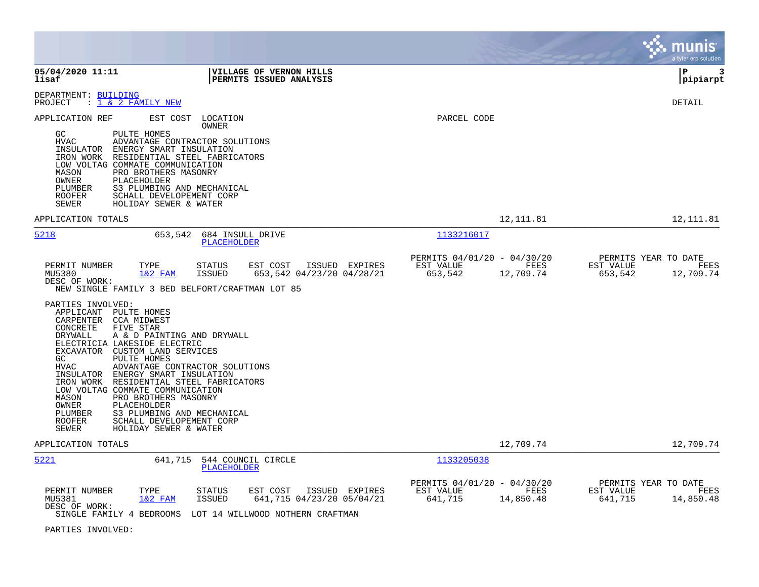**05/04/2020 11:11** | **VILLAGE OF VERNON HILLS** | **P 3**
**lisaf** | **PERMITS ISSUED ANALYSIS** | **pipiarpt**

DEPARTMENT: BUILDING
PROJECT : 1 & 2 FAMILY NEW

DETAIL

APPLICATION REF    EST COST    LOCATION / OWNER    PARCEL CODE

| Role | Party |
|---|---|
| GC | PULTE HOMES |
| HVAC | ADVANTAGE CONTRACTOR SOLUTIONS |
| INSULATOR | ENERGY SMART INSULATION |
| IRON WORK | RESIDENTIAL STEEL FABRICATORS |
| LOW VOLTAG | COMMATE COMMUNICATION |
| MASON | PRO BROTHERS MASONRY |
| OWNER | PLACEHOLDER |
| PLUMBER | S3 PLUMBING AND MECHANICAL |
| ROOFER | SCHALL DEVELOPEMENT CORP |
| SEWER | HOLIDAY SEWER & WATER |

APPLICATION TOTALS — 12,111.81 — 12,111.81

---

**5218** — 653,542 — 684 INSULL DRIVE — PLACEHOLDER — Parcel Code: 1133216017

| PERMIT NUMBER | TYPE | STATUS | EST COST | ISSUED | EXPIRES | PERMITS 04/01/20 - 04/30/20 EST VALUE | FEES | PERMITS YEAR TO DATE EST VALUE | FEES |
|---|---|---|---|---|---|---|---|---|---|
| MU5380 | 1&2 FAM | ISSUED | 653,542 | 04/23/20 | 04/28/21 | 653,542 | 12,709.74 | 653,542 | 12,709.74 |

DESC OF WORK:
NEW SINGLE FAMILY 3 BED BELFORT/CRAFTMAN LOT 85

PARTIES INVOLVED:

| Role | Party |
|---|---|
| APPLICANT | PULTE HOMES |
| CARPENTER | CCA MIDWEST |
| CONCRETE | FIVE STAR |
| DRYWALL | A & D PAINTING AND DRYWALL |
| ELECTRICIA | LAKESIDE ELECTRIC |
| EXCAVATOR | CUSTOM LAND SERVICES |
| GC | PULTE HOMES |
| HVAC | ADVANTAGE CONTRACTOR SOLUTIONS |
| INSULATOR | ENERGY SMART INSULATION |
| IRON WORK | RESIDENTIAL STEEL FABRICATORS |
| LOW VOLTAG | COMMATE COMMUNICATION |
| MASON | PRO BROTHERS MASONRY |
| OWNER | PLACEHOLDER |
| PLUMBER | S3 PLUMBING AND MECHANICAL |
| ROOFER | SCHALL DEVELOPEMENT CORP |
| SEWER | HOLIDAY SEWER & WATER |

APPLICATION TOTALS — 12,709.74 — 12,709.74

---

**5221** — 641,715 — 544 COUNCIL CIRCLE — PLACEHOLDER — Parcel Code: 1133205038

| PERMIT NUMBER | TYPE | STATUS | EST COST | ISSUED | EXPIRES | PERMITS 04/01/20 - 04/30/20 EST VALUE | FEES | PERMITS YEAR TO DATE EST VALUE | FEES |
|---|---|---|---|---|---|---|---|---|---|
| MU5381 | 1&2 FAM | ISSUED | 641,715 | 04/23/20 | 05/04/21 | 641,715 | 14,850.48 | 641,715 | 14,850.48 |

DESC OF WORK:
SINGLE FAMILY 4 BEDROOMS LOT 14 WILLWOOD NOTHERN CRAFTMAN

PARTIES INVOLVED: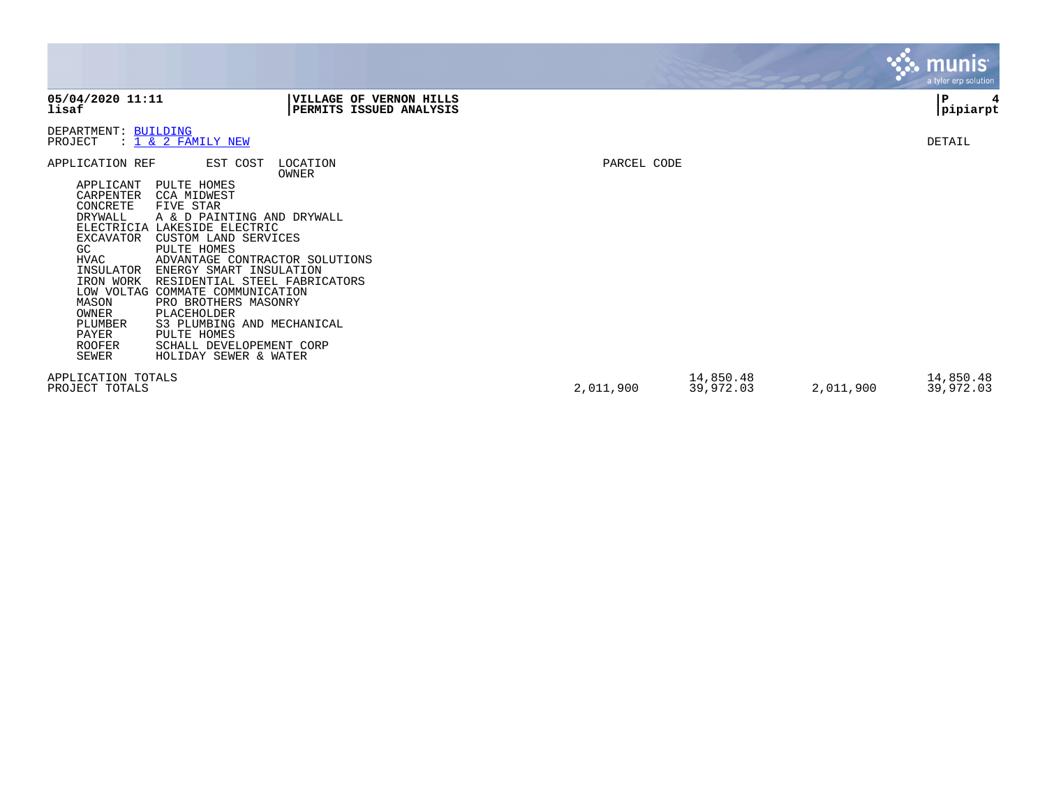**05/04/2020 11:11**
**lisaf**

**VILLAGE OF VERNON HILLS**
**PERMITS ISSUED ANALYSIS**

**P 4**
**pipiarpt**

DEPARTMENT: BUILDING
PROJECT : 1 & 2 FAMILY NEW

DETAIL

APPLICATION REF | EST COST | LOCATION OWNER | PARCEL CODE

| Role | Name |
|---|---|
| APPLICANT | PULTE HOMES |
| CARPENTER | CCA MIDWEST |
| CONCRETE | FIVE STAR |
| DRYWALL | A & D PAINTING AND DRYWALL |
| ELECTRICIA | LAKESIDE ELECTRIC |
| EXCAVATOR | CUSTOM LAND SERVICES |
| GC | PULTE HOMES |
| HVAC | ADVANTAGE CONTRACTOR SOLUTIONS |
| INSULATOR | ENERGY SMART INSULATION |
| IRON WORK | RESIDENTIAL STEEL FABRICATORS |
| LOW VOLTAG | COMMATE COMMUNICATION |
| MASON | PRO BROTHERS MASONRY |
| OWNER | PLACEHOLDER |
| PLUMBER | S3 PLUMBING AND MECHANICAL |
| PAYER | PULTE HOMES |
| ROOFER | SCHALL DEVELOPEMENT CORP |
| SEWER | HOLIDAY SEWER & WATER |

| | | | | |
|---|---|---|---|---|
| APPLICATION TOTALS | | 14,850.48 | | 14,850.48 |
| PROJECT TOTALS | 2,011,900 | 39,972.03 | 2,011,900 | 39,972.03 |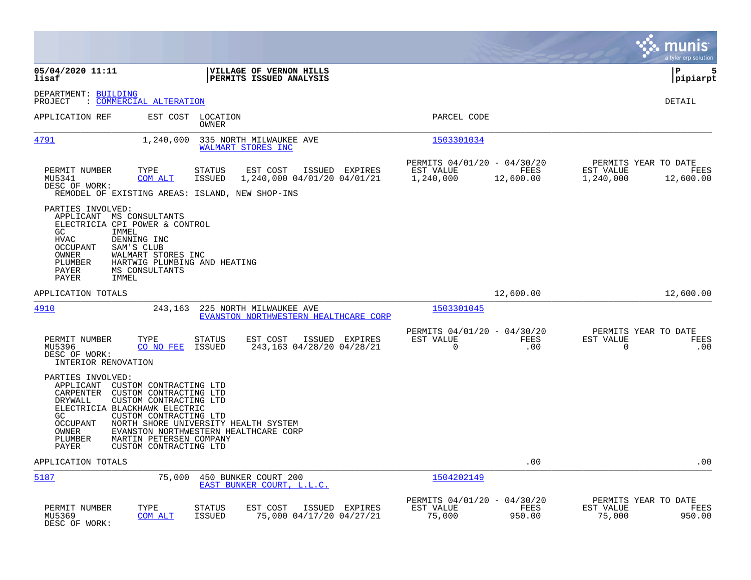**05/04/2020 11:11**
**lisaf**

**VILLAGE OF VERNON HILLS**
**PERMITS ISSUED ANALYSIS**

**P 5**
**pipiarpt**

DEPARTMENT: BUILDING
PROJECT : COMMERCIAL ALTERATION

DETAIL

| APPLICATION REF | EST COST | LOCATION / OWNER | PARCEL CODE |
|---|---|---|---|
| 4791 | 1,240,000 | 335 NORTH MILWAUKEE AVE / WALMART STORES INC | 1503301034 |

| PERMIT NUMBER | TYPE | STATUS | EST COST | ISSUED | EXPIRES | PERMITS 04/01/20 - 04/30/20 EST VALUE | FEES | PERMITS YEAR TO DATE EST VALUE | FEES |
|---|---|---|---|---|---|---|---|---|---|
| MU5341 | COM ALT | ISSUED | 1,240,000 | 04/01/20 | 04/01/21 | 1,240,000 | 12,600.00 | 1,240,000 | 12,600.00 |

DESC OF WORK:
REMODEL OF EXISTING AREAS: ISLAND, NEW SHOP-INS

PARTIES INVOLVED:
- APPLICANT MS CONSULTANTS
- ELECTRICIA CPI POWER & CONTROL
- GC IMMEL
- HVAC DENNING INC
- OCCUPANT SAM'S CLUB
- OWNER WALMART STORES INC
- PLUMBER HARTWIG PLUMBING AND HEATING
- PAYER MS CONSULTANTS
- PAYER IMMEL

APPLICATION TOTALS 12,600.00 12,600.00

| APPLICATION REF | EST COST | LOCATION / OWNER | PARCEL CODE |
|---|---|---|---|
| 4910 | 243,163 | 225 NORTH MILWAUKEE AVE / EVANSTON NORTHWESTERN HEALTHCARE CORP | 1503301045 |

| PERMIT NUMBER | TYPE | STATUS | EST COST | ISSUED | EXPIRES | PERMITS 04/01/20 - 04/30/20 EST VALUE | FEES | PERMITS YEAR TO DATE EST VALUE | FEES |
|---|---|---|---|---|---|---|---|---|---|
| MU5396 | CO NO FEE | ISSUED | 243,163 | 04/28/20 | 04/28/21 | 0 | .00 | 0 | .00 |

DESC OF WORK:
INTERIOR RENOVATION

PARTIES INVOLVED:
- APPLICANT CUSTOM CONTRACTING LTD
- CARPENTER CUSTOM CONTRACTING LTD
- DRYWALL CUSTOM CONTRACTING LTD
- ELECTRICIA BLACKHAWK ELECTRIC
- GC CUSTOM CONTRACTING LTD
- OCCUPANT NORTH SHORE UNIVERSITY HEALTH SYSTEM
- OWNER EVANSTON NORTHWESTERN HEALTHCARE CORP
- PLUMBER MARTIN PETERSEN COMPANY
- PAYER CUSTOM CONTRACTING LTD

APPLICATION TOTALS .00 .00

| APPLICATION REF | EST COST | LOCATION / OWNER | PARCEL CODE |
|---|---|---|---|
| 5187 | 75,000 | 450 BUNKER COURT 200 / EAST BUNKER COURT, L.L.C. | 1504202149 |

| PERMIT NUMBER | TYPE | STATUS | EST COST | ISSUED | EXPIRES | PERMITS 04/01/20 - 04/30/20 EST VALUE | FEES | PERMITS YEAR TO DATE EST VALUE | FEES |
|---|---|---|---|---|---|---|---|---|---|
| MU5369 | COM ALT | ISSUED | 75,000 | 04/17/20 | 04/27/21 | 75,000 | 950.00 | 75,000 | 950.00 |

DESC OF WORK: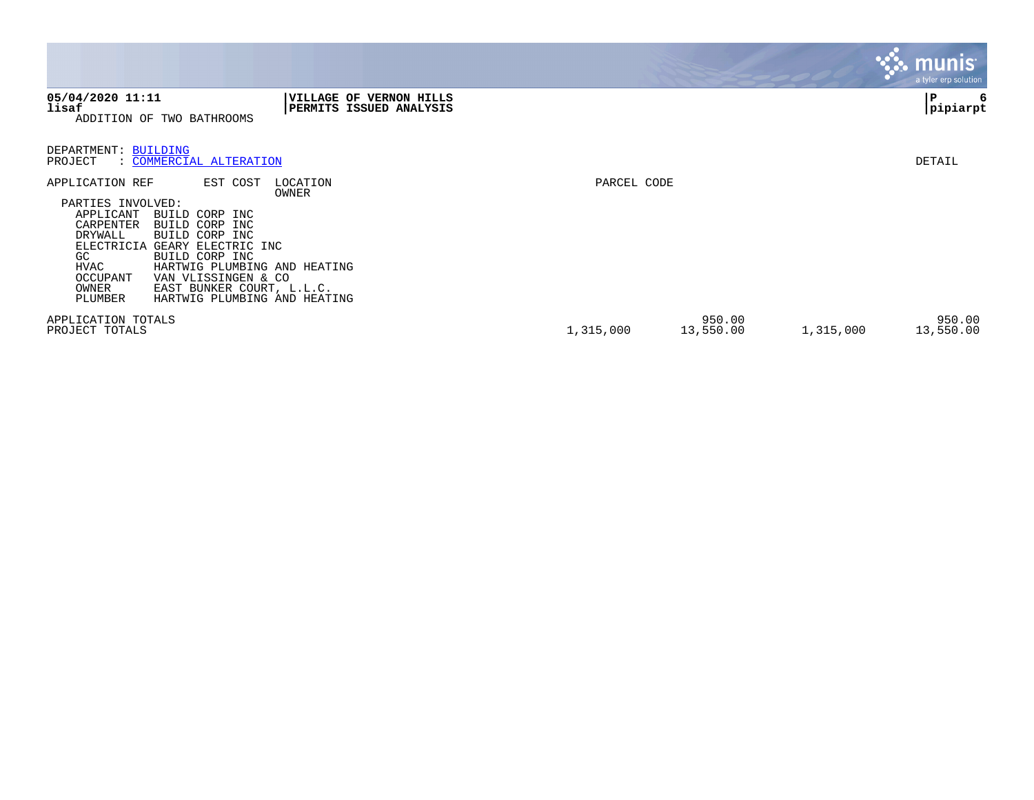ADDITION OF TWO BATHROOMS

DEPARTMENT: BUILDING
PROJECT : COMMERCIAL ALTERATION

DETAIL

| APPLICATION REF | EST COST | LOCATION / OWNER | PARCEL CODE | | | | |
|---|---|---|---|---|---|---|---|

PARTIES INVOLVED:

| Role | Party |
|---|---|
| APPLICANT | BUILD CORP INC |
| CARPENTER | BUILD CORP INC |
| DRYWALL | BUILD CORP INC |
| ELECTRICIA | GEARY ELECTRIC INC |
| GC | BUILD CORP INC |
| HVAC | HARTWIG PLUMBING AND HEATING |
| OCCUPANT | VAN VLISSINGEN & CO |
| OWNER | EAST BUNKER COURT, L.L.C. |
| PLUMBER | HARTWIG PLUMBING AND HEATING |

| | | | | |
|---|---|---|---|---|
| APPLICATION TOTALS | | 950.00 | | 950.00 |
| PROJECT TOTALS | 1,315,000 | 13,550.00 | 1,315,000 | 13,550.00 |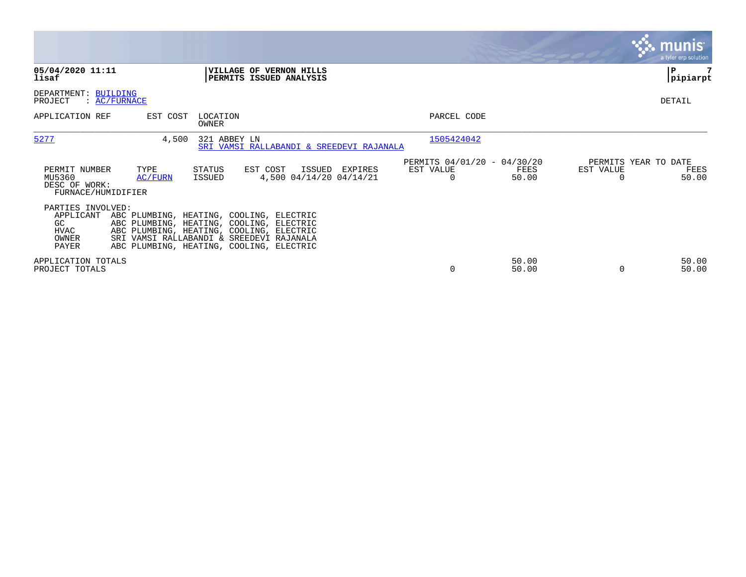**05/04/2020 11:11**
**lisaf**

**VILLAGE OF VERNON HILLS**
**PERMITS ISSUED ANALYSIS**

**pipiarpt**

DEPARTMENT: BUILDING
PROJECT : AC/FURNACE

DETAIL

| APPLICATION REF | EST COST | LOCATION / OWNER | PARCEL CODE |
|---|---|---|---|
| 5277 | 4,500 | 321 ABBEY LN / SRI VAMSI RALLABANDI & SREEDEVI RAJANALA | 1505424042 |

| PERMIT NUMBER | TYPE | STATUS | EST COST | ISSUED | EXPIRES | PERMITS 04/01/20 - 04/30/20 EST VALUE | FEES | PERMITS YEAR TO DATE EST VALUE | FEES |
|---|---|---|---|---|---|---|---|---|---|
| MU5360 | AC/FURN | ISSUED | 4,500 | 04/14/20 | 04/14/21 | 0 | 50.00 | 0 | 50.00 |

DESC OF WORK:
FURNACE/HUMIDIFIER

PARTIES INVOLVED:

| Role | Name |
|---|---|
| APPLICANT | ABC PLUMBING, HEATING, COOLING, ELECTRIC |
| GC | ABC PLUMBING, HEATING, COOLING, ELECTRIC |
| HVAC | ABC PLUMBING, HEATING, COOLING, ELECTRIC |
| OWNER | SRI VAMSI RALLABANDI & SREEDEVI RAJANALA |
| PAYER | ABC PLUMBING, HEATING, COOLING, ELECTRIC |

| | EST VALUE | FEES | EST VALUE | FEES |
|---|---|---|---|---|
| APPLICATION TOTALS | | 50.00 | | 50.00 |
| PROJECT TOTALS | 0 | 50.00 | 0 | 50.00 |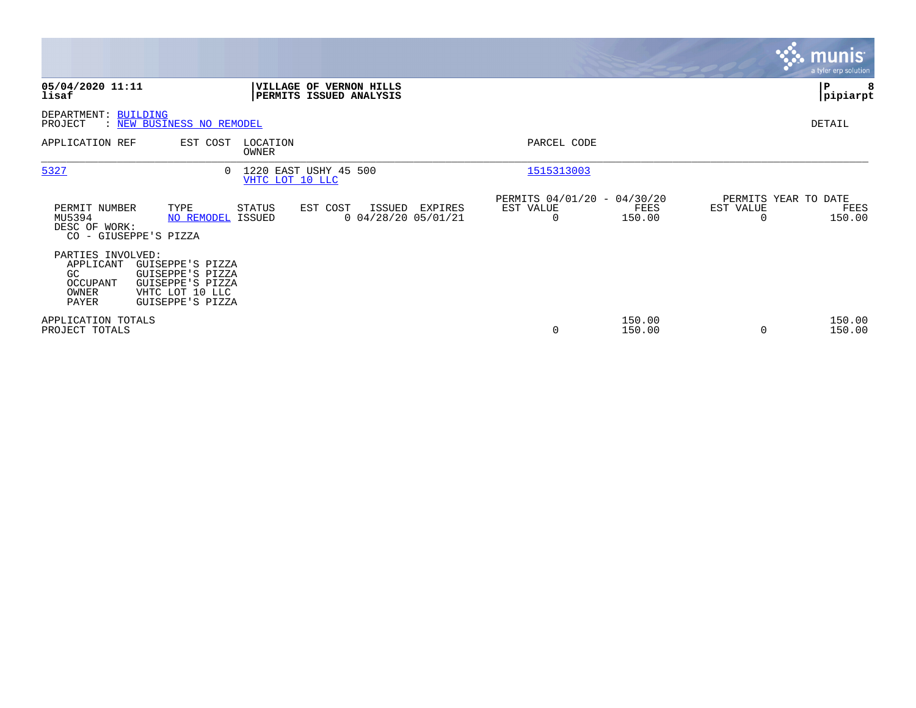**05/04/2020 11:11**
**lisaf**

**VILLAGE OF VERNON HILLS**
**PERMITS ISSUED ANALYSIS**

**pipiarpt**

DEPARTMENT: BUILDING
PROJECT : NEW BUSINESS NO REMODEL

DETAIL

| APPLICATION REF | EST COST | LOCATION / OWNER | PARCEL CODE |
|---|---|---|---|
| 5327 | 0 | 1220 EAST USHY 45 500 / VHTC LOT 10 LLC | 1515313003 |

| PERMIT NUMBER | TYPE | STATUS | EST COST | ISSUED | EXPIRES | PERMITS 04/01/20 - 04/30/20 EST VALUE | FEES | PERMITS YEAR TO DATE EST VALUE | FEES |
|---|---|---|---|---|---|---|---|---|---|
| MU5394 | NO REMODEL | ISSUED | 0 | 04/28/20 | 05/01/21 | 0 | 150.00 | 0 | 150.00 |

DESC OF WORK:
CO - GIUSEPPE'S PIZZA

PARTIES INVOLVED:

| ROLE | NAME |
|---|---|
| APPLICANT | GUISEPPE'S PIZZA |
| GC | GUISEPPE'S PIZZA |
| OCCUPANT | GUISEPPE'S PIZZA |
| OWNER | VHTC LOT 10 LLC |
| PAYER | GUISEPPE'S PIZZA |

| | PERMITS 04/01/20 - 04/30/20 EST VALUE | FEES | PERMITS YEAR TO DATE EST VALUE | FEES |
|---|---|---|---|---|
| APPLICATION TOTALS | | 150.00 | | 150.00 |
| PROJECT TOTALS | 0 | 150.00 | 0 | 150.00 |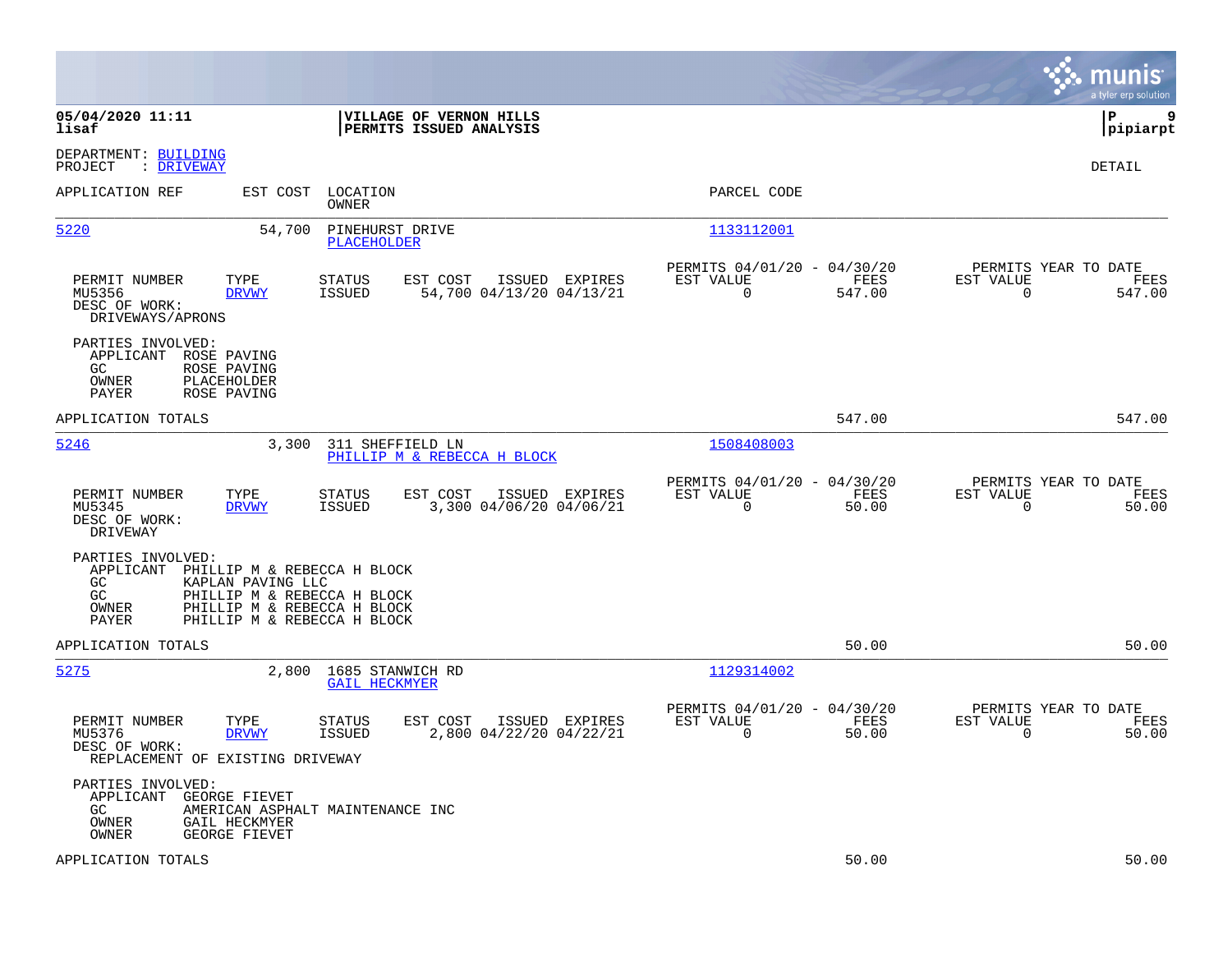**05/04/2020 11:11**
**lisaf**

**VILLAGE OF VERNON HILLS**
**PERMITS ISSUED ANALYSIS**

**pipiarpt**

DEPARTMENT: BUILDING
PROJECT : DRIVEWAY

DETAIL

| APPLICATION REF | EST COST | LOCATION / OWNER | PARCEL CODE |
|---|---|---|---|
| 5220 | 54,700 | PINEHURST DRIVE / PLACEHOLDER | 1133112001 |

| PERMIT NUMBER | TYPE | STATUS | EST COST | ISSUED | EXPIRES | PERMITS 04/01/20 - 04/30/20 EST VALUE | FEES | PERMITS YEAR TO DATE EST VALUE | FEES |
|---|---|---|---|---|---|---|---|---|---|
| MU5356 | DRVWY | ISSUED | 54,700 | 04/13/20 | 04/13/21 | 0 | 547.00 | 0 | 547.00 |

DESC OF WORK:
DRIVEWAYS/APRONS

PARTIES INVOLVED:
- APPLICANT ROSE PAVING
- GC ROSE PAVING
- OWNER PLACEHOLDER
- PAYER ROSE PAVING

APPLICATION TOTALS: 547.00 | 547.00

| APPLICATION REF | EST COST | LOCATION / OWNER | PARCEL CODE |
|---|---|---|---|
| 5246 | 3,300 | 311 SHEFFIELD LN / PHILLIP M & REBECCA H BLOCK | 1508408003 |

| PERMIT NUMBER | TYPE | STATUS | EST COST | ISSUED | EXPIRES | PERMITS 04/01/20 - 04/30/20 EST VALUE | FEES | PERMITS YEAR TO DATE EST VALUE | FEES |
|---|---|---|---|---|---|---|---|---|---|
| MU5345 | DRVWY | ISSUED | 3,300 | 04/06/20 | 04/06/21 | 0 | 50.00 | 0 | 50.00 |

DESC OF WORK:
DRIVEWAY

PARTIES INVOLVED:
- APPLICANT PHILLIP M & REBECCA H BLOCK
- GC KAPLAN PAVING LLC
- GC PHILLIP M & REBECCA H BLOCK
- OWNER PHILLIP M & REBECCA H BLOCK
- PAYER PHILLIP M & REBECCA H BLOCK

APPLICATION TOTALS: 50.00 | 50.00

| APPLICATION REF | EST COST | LOCATION / OWNER | PARCEL CODE |
|---|---|---|---|
| 5275 | 2,800 | 1685 STANWICH RD / GAIL HECKMYER | 1129314002 |

| PERMIT NUMBER | TYPE | STATUS | EST COST | ISSUED | EXPIRES | PERMITS 04/01/20 - 04/30/20 EST VALUE | FEES | PERMITS YEAR TO DATE EST VALUE | FEES |
|---|---|---|---|---|---|---|---|---|---|
| MU5376 | DRVWY | ISSUED | 2,800 | 04/22/20 | 04/22/21 | 0 | 50.00 | 0 | 50.00 |

DESC OF WORK:
REPLACEMENT OF EXISTING DRIVEWAY

PARTIES INVOLVED:
- APPLICANT GEORGE FIEVET
- GC AMERICAN ASPHALT MAINTENANCE INC
- OWNER GAIL HECKMYER
- OWNER GEORGE FIEVET

APPLICATION TOTALS: 50.00 | 50.00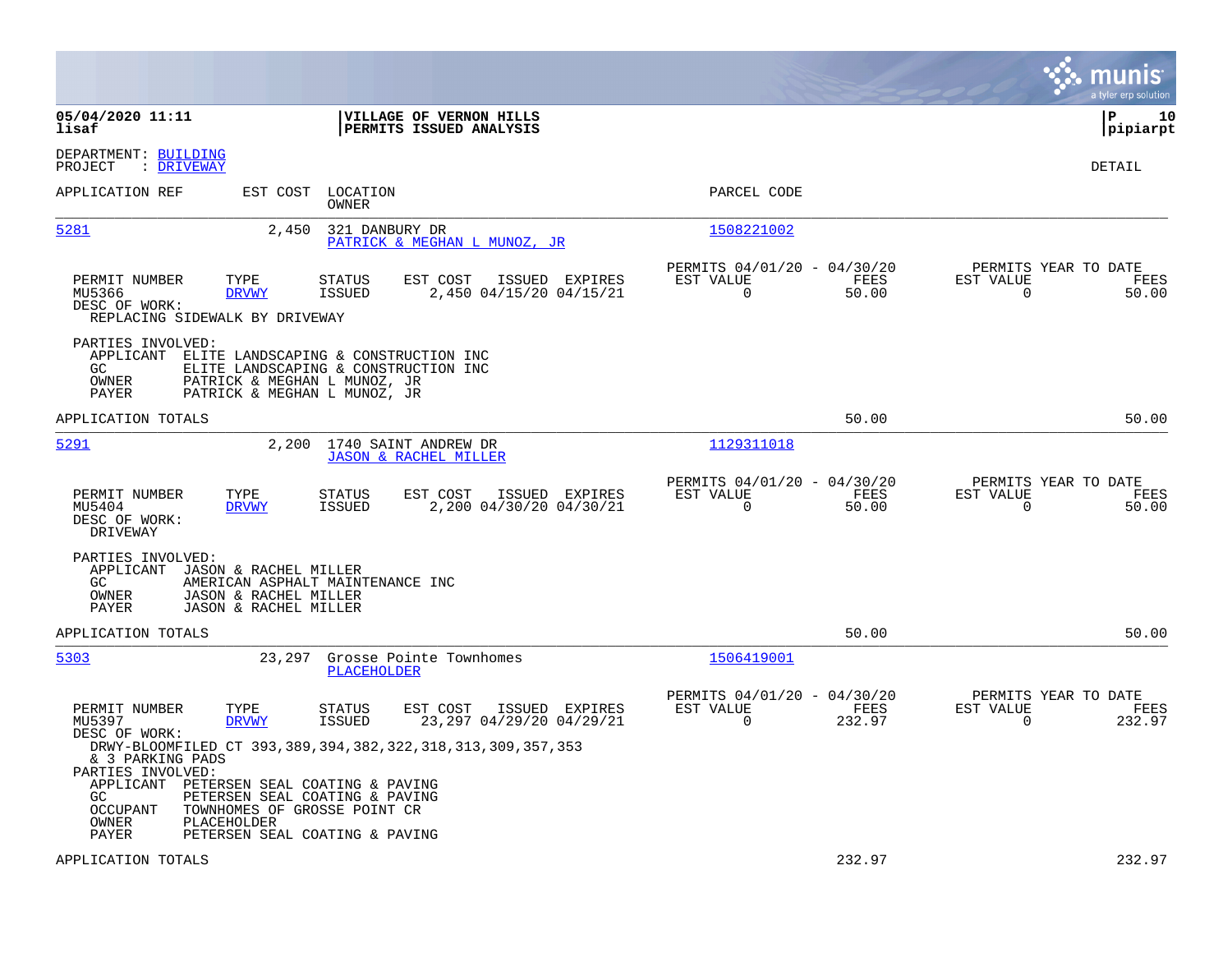**05/04/2020 11:11** | **VILLAGE OF VERNON HILLS** | **P 10**
**lisaf** | **PERMITS ISSUED ANALYSIS** | **pipiarpt**

DEPARTMENT: BUILDING
PROJECT : DRIVEWAY

DETAIL

| APPLICATION REF | EST COST | LOCATION / OWNER | PARCEL CODE |
|---|---|---|---|
| 5281 | 2,450 | 321 DANBURY DR / PATRICK & MEGHAN L MUNOZ, JR | 1508221002 |

| PERMIT NUMBER | TYPE | STATUS | EST COST | ISSUED | EXPIRES | PERMITS 04/01/20 - 04/30/20 EST VALUE | FEES | PERMITS YEAR TO DATE EST VALUE | FEES |
|---|---|---|---|---|---|---|---|---|---|
| MU5366 | DRVWY | ISSUED | 2,450 | 04/15/20 | 04/15/21 | 0 | 50.00 | 0 | 50.00 |

DESC OF WORK:
REPLACING SIDEWALK BY DRIVEWAY

PARTIES INVOLVED:
- APPLICANT ELITE LANDSCAPING & CONSTRUCTION INC
- GC ELITE LANDSCAPING & CONSTRUCTION INC
- OWNER PATRICK & MEGHAN L MUNOZ, JR
- PAYER PATRICK & MEGHAN L MUNOZ, JR

APPLICATION TOTALS 50.00 50.00

| APPLICATION REF | EST COST | LOCATION / OWNER | PARCEL CODE |
|---|---|---|---|
| 5291 | 2,200 | 1740 SAINT ANDREW DR / JASON & RACHEL MILLER | 1129311018 |

| PERMIT NUMBER | TYPE | STATUS | EST COST | ISSUED | EXPIRES | PERMITS 04/01/20 - 04/30/20 EST VALUE | FEES | PERMITS YEAR TO DATE EST VALUE | FEES |
|---|---|---|---|---|---|---|---|---|---|
| MU5404 | DRVWY | ISSUED | 2,200 | 04/30/20 | 04/30/21 | 0 | 50.00 | 0 | 50.00 |

DESC OF WORK:
DRIVEWAY

PARTIES INVOLVED:
- APPLICANT JASON & RACHEL MILLER
- GC AMERICAN ASPHALT MAINTENANCE INC
- OWNER JASON & RACHEL MILLER
- PAYER JASON & RACHEL MILLER

APPLICATION TOTALS 50.00 50.00

| APPLICATION REF | EST COST | LOCATION / OWNER | PARCEL CODE |
|---|---|---|---|
| 5303 | 23,297 | Grosse Pointe Townhomes / PLACEHOLDER | 1506419001 |

| PERMIT NUMBER | TYPE | STATUS | EST COST | ISSUED | EXPIRES | PERMITS 04/01/20 - 04/30/20 EST VALUE | FEES | PERMITS YEAR TO DATE EST VALUE | FEES |
|---|---|---|---|---|---|---|---|---|---|
| MU5397 | DRVWY | ISSUED | 23,297 | 04/29/20 | 04/29/21 | 0 | 232.97 | 0 | 232.97 |

DESC OF WORK:
DRWY-BLOOMFILED CT 393,389,394,382,322,318,313,309,357,353
& 3 PARKING PADS

PARTIES INVOLVED:
- APPLICANT PETERSEN SEAL COATING & PAVING
- GC PETERSEN SEAL COATING & PAVING
- OCCUPANT TOWNHOMES OF GROSSE POINT CR
- OWNER PLACEHOLDER
- PAYER PETERSEN SEAL COATING & PAVING

APPLICATION TOTALS 232.97 232.97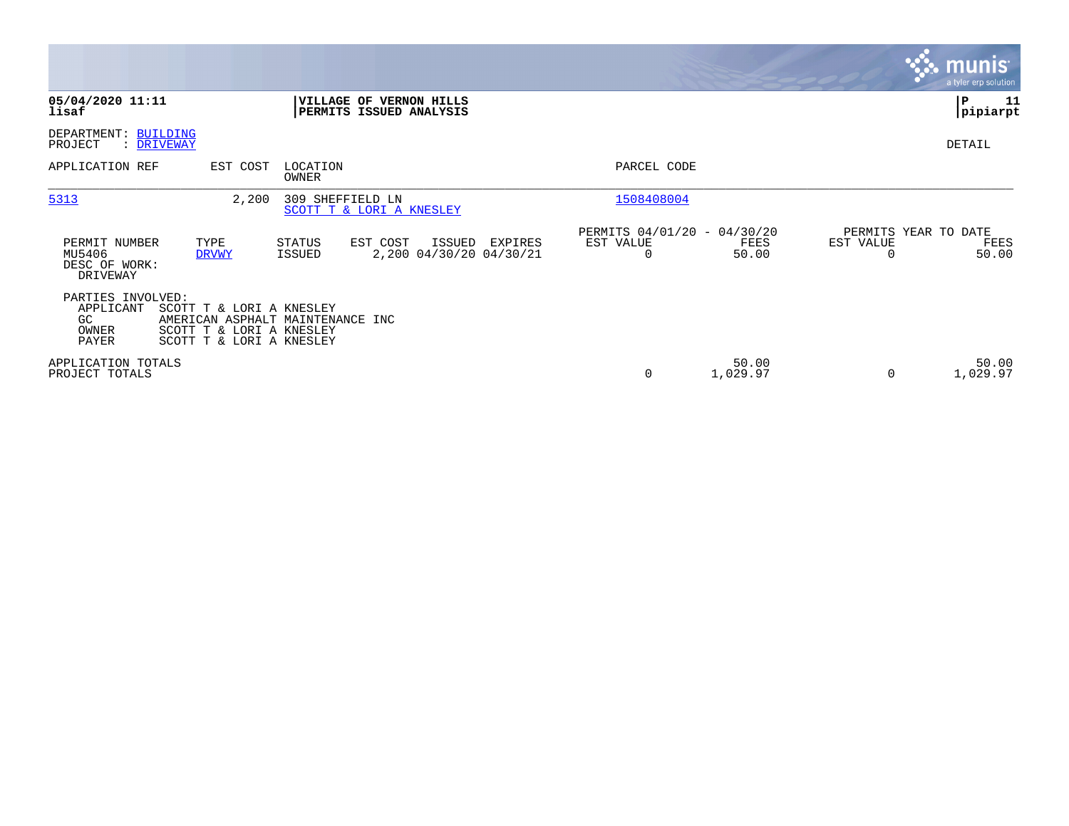**05/04/2020 11:11**
**lisaf**

**VILLAGE OF VERNON HILLS**
**PERMITS ISSUED ANALYSIS**

**P 11**
**pipiarpt**

DEPARTMENT: BUILDING
PROJECT : DRIVEWAY

DETAIL

| APPLICATION REF | EST COST | LOCATION / OWNER | PARCEL CODE |
|---|---|---|---|
| 5313 | 2,200 | 309 SHEFFIELD LN<br>SCOTT T & LORI A KNESLEY | 1508408004 |

| PERMIT NUMBER | TYPE | STATUS | EST COST | ISSUED | EXPIRES | PERMITS 04/01/20 - 04/30/20 EST VALUE | FEES | PERMITS YEAR TO DATE EST VALUE | FEES |
|---|---|---|---|---|---|---|---|---|---|
| MU5406 | DRVWY | ISSUED | 2,200 | 04/30/20 | 04/30/21 | 0 | 50.00 | 0 | 50.00 |

DESC OF WORK:
DRIVEWAY

PARTIES INVOLVED:

| | |
|---|---|
| APPLICANT | SCOTT T & LORI A KNESLEY |
| GC | AMERICAN ASPHALT MAINTENANCE INC |
| OWNER | SCOTT T & LORI A KNESLEY |
| PAYER | SCOTT T & LORI A KNESLEY |

| | EST VALUE | FEES | YTD EST VALUE | YTD FEES |
|---|---|---|---|---|
| APPLICATION TOTALS | | 50.00 | | 50.00 |
| PROJECT TOTALS | 0 | 1,029.97 | 0 | 1,029.97 |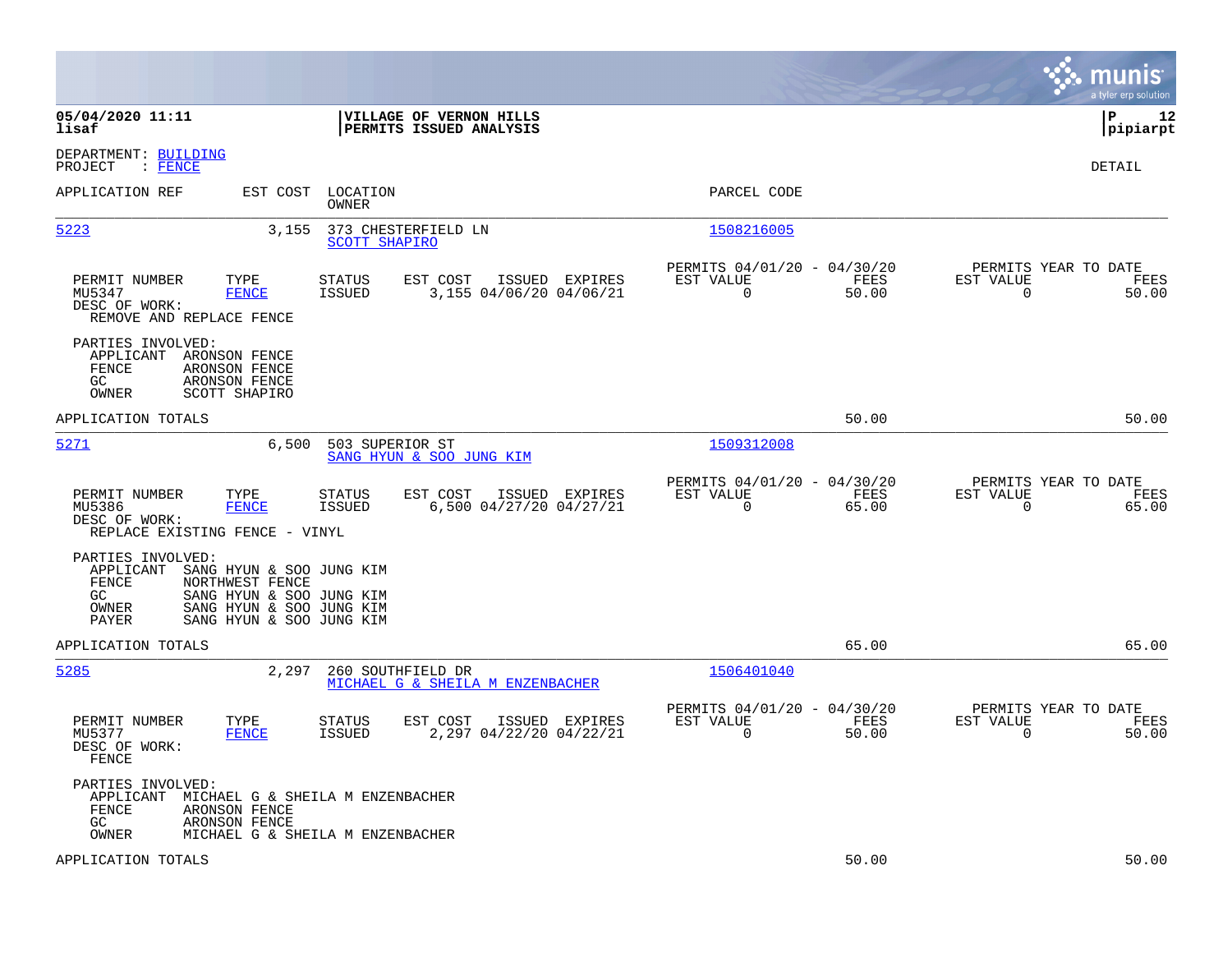**05/04/2020 11:11** | **VILLAGE OF VERNON HILLS** | **P 12**
**lisaf** | **PERMITS ISSUED ANALYSIS** | **pipiarpt**

DEPARTMENT: BUILDING
PROJECT : FENCE

DETAIL

| APPLICATION REF | EST COST | LOCATION / OWNER | PARCEL CODE |
|---|---|---|---|
| 5223 | 3,155 | 373 CHESTERFIELD LN / SCOTT SHAPIRO | 1508216005 |

| PERMIT NUMBER | TYPE | STATUS | EST COST | ISSUED | EXPIRES | PERMITS 04/01/20 - 04/30/20 EST VALUE | FEES | PERMITS YEAR TO DATE EST VALUE | FEES |
|---|---|---|---|---|---|---|---|---|---|
| MU5347 | FENCE | ISSUED | 3,155 | 04/06/20 | 04/06/21 | 0 | 50.00 | 0 | 50.00 |

DESC OF WORK:
REMOVE AND REPLACE FENCE

PARTIES INVOLVED:
- APPLICANT ARONSON FENCE
- FENCE ARONSON FENCE
- GC ARONSON FENCE
- OWNER SCOTT SHAPIRO

APPLICATION TOTALS 50.00 50.00

| APPLICATION REF | EST COST | LOCATION / OWNER | PARCEL CODE |
|---|---|---|---|
| 5271 | 6,500 | 503 SUPERIOR ST / SANG HYUN & SOO JUNG KIM | 1509312008 |

| PERMIT NUMBER | TYPE | STATUS | EST COST | ISSUED | EXPIRES | PERMITS 04/01/20 - 04/30/20 EST VALUE | FEES | PERMITS YEAR TO DATE EST VALUE | FEES |
|---|---|---|---|---|---|---|---|---|---|
| MU5386 | FENCE | ISSUED | 6,500 | 04/27/20 | 04/27/21 | 0 | 65.00 | 0 | 65.00 |

DESC OF WORK:
REPLACE EXISTING FENCE - VINYL

PARTIES INVOLVED:
- APPLICANT SANG HYUN & SOO JUNG KIM
- FENCE NORTHWEST FENCE
- GC SANG HYUN & SOO JUNG KIM
- OWNER SANG HYUN & SOO JUNG KIM
- PAYER SANG HYUN & SOO JUNG KIM

APPLICATION TOTALS 65.00 65.00

| APPLICATION REF | EST COST | LOCATION / OWNER | PARCEL CODE |
|---|---|---|---|
| 5285 | 2,297 | 260 SOUTHFIELD DR / MICHAEL G & SHEILA M ENZENBACHER | 1506401040 |

| PERMIT NUMBER | TYPE | STATUS | EST COST | ISSUED | EXPIRES | PERMITS 04/01/20 - 04/30/20 EST VALUE | FEES | PERMITS YEAR TO DATE EST VALUE | FEES |
|---|---|---|---|---|---|---|---|---|---|
| MU5377 | FENCE | ISSUED | 2,297 | 04/22/20 | 04/22/21 | 0 | 50.00 | 0 | 50.00 |

DESC OF WORK:
FENCE

PARTIES INVOLVED:
- APPLICANT MICHAEL G & SHEILA M ENZENBACHER
- FENCE ARONSON FENCE
- GC ARONSON FENCE
- OWNER MICHAEL G & SHEILA M ENZENBACHER

APPLICATION TOTALS 50.00 50.00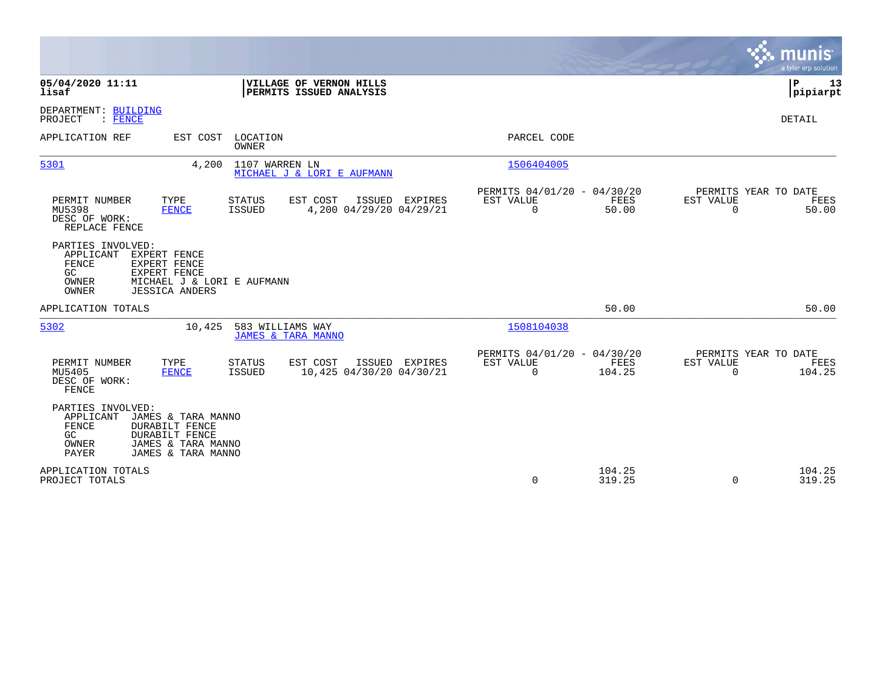**05/04/2020 11:11**
**lisaf**

**VILLAGE OF VERNON HILLS**
**PERMITS ISSUED ANALYSIS**

**P 13**
**pipiarpt**

DEPARTMENT: BUILDING
PROJECT : FENCE

DETAIL

| APPLICATION REF | EST COST | LOCATION / OWNER | PARCEL CODE |
|---|---|---|---|
| 5301 | 4,200 | 1107 WARREN LN / MICHAEL J & LORI E AUFMANN | 1506404005 |

| PERMIT NUMBER | TYPE | STATUS | EST COST | ISSUED | EXPIRES | PERMITS 04/01/20 - 04/30/20 EST VALUE | FEES | PERMITS YEAR TO DATE EST VALUE | FEES |
|---|---|---|---|---|---|---|---|---|---|
| MU5398 | FENCE | ISSUED | 4,200 | 04/29/20 | 04/29/21 | 0 | 50.00 | 0 | 50.00 |

DESC OF WORK:
REPLACE FENCE

PARTIES INVOLVED:
- APPLICANT EXPERT FENCE
- FENCE EXPERT FENCE
- GC EXPERT FENCE
- OWNER MICHAEL J & LORI E AUFMANN
- OWNER JESSICA ANDERS

APPLICATION TOTALS 50.00 50.00

| APPLICATION REF | EST COST | LOCATION / OWNER | PARCEL CODE |
|---|---|---|---|
| 5302 | 10,425 | 583 WILLIAMS WAY / JAMES & TARA MANNO | 1508104038 |

| PERMIT NUMBER | TYPE | STATUS | EST COST | ISSUED | EXPIRES | PERMITS 04/01/20 - 04/30/20 EST VALUE | FEES | PERMITS YEAR TO DATE EST VALUE | FEES |
|---|---|---|---|---|---|---|---|---|---|
| MU5405 | FENCE | ISSUED | 10,425 | 04/30/20 | 04/30/21 | 0 | 104.25 | 0 | 104.25 |

DESC OF WORK:
FENCE

PARTIES INVOLVED:
- APPLICANT JAMES & TARA MANNO
- FENCE DURABILT FENCE
- GC DURABILT FENCE
- OWNER JAMES & TARA MANNO
- PAYER JAMES & TARA MANNO

| | EST VALUE | FEES | EST VALUE | FEES |
|---|---|---|---|---|
| APPLICATION TOTALS | | 104.25 | | 104.25 |
| PROJECT TOTALS | 0 | 319.25 | 0 | 319.25 |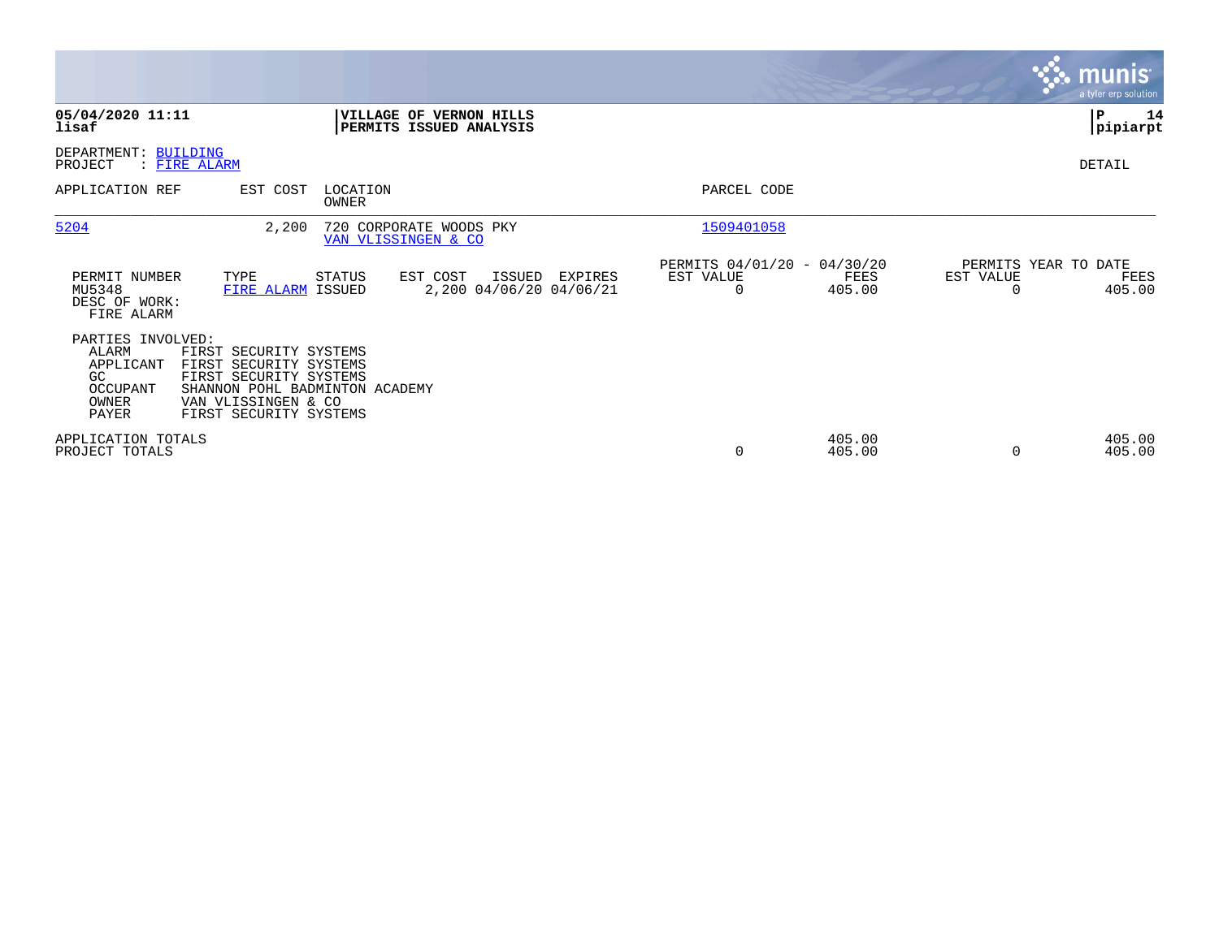**05/04/2020 11:11**
**lisaf**

**VILLAGE OF VERNON HILLS**
**PERMITS ISSUED ANALYSIS**

**P 14**
**pipiarpt**

DEPARTMENT: BUILDING
PROJECT : FIRE ALARM

DETAIL

| APPLICATION REF | EST COST | LOCATION / OWNER | PARCEL CODE |
|---|---|---|---|
| 5204 | 2,200 | 720 CORPORATE WOODS PKY / VAN VLISSINGEN & CO | 1509401058 |

| PERMIT NUMBER | TYPE | STATUS | EST COST | ISSUED | EXPIRES | PERMITS 04/01/20 - 04/30/20 EST VALUE | FEES | PERMITS YEAR TO DATE EST VALUE | FEES |
|---|---|---|---|---|---|---|---|---|---|
| MU5348 | FIRE ALARM | ISSUED | 2,200 | 04/06/20 | 04/06/21 | 0 | 405.00 | 0 | 405.00 |

DESC OF WORK:
FIRE ALARM

PARTIES INVOLVED:

| | |
|---|---|
| ALARM | FIRST SECURITY SYSTEMS |
| APPLICANT | FIRST SECURITY SYSTEMS |
| GC | FIRST SECURITY SYSTEMS |
| OCCUPANT | SHANNON POHL BADMINTON ACADEMY |
| OWNER | VAN VLISSINGEN & CO |
| PAYER | FIRST SECURITY SYSTEMS |

| | EST VALUE | FEES | EST VALUE | FEES |
|---|---|---|---|---|
| APPLICATION TOTALS | | 405.00 | | 405.00 |
| PROJECT TOTALS | 0 | 405.00 | 0 | 405.00 |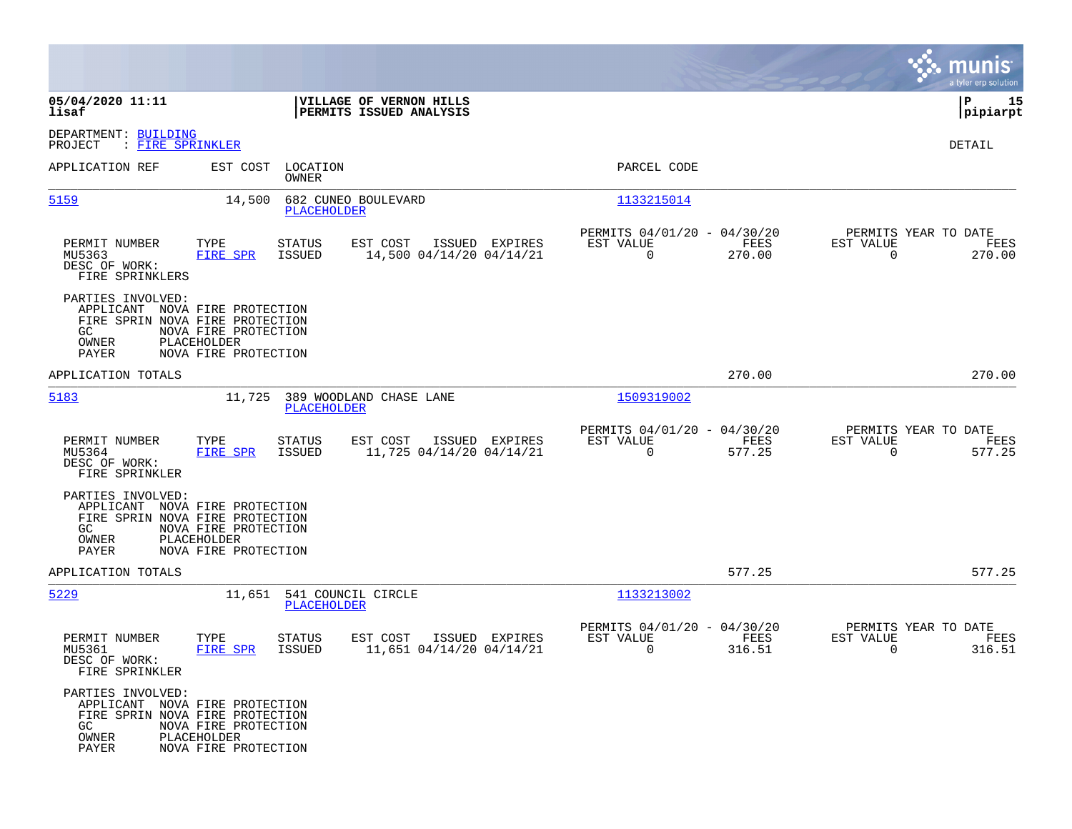**05/04/2020 11:11** | **VILLAGE OF VERNON HILLS** | **P 15**
**lisaf** | **PERMITS ISSUED ANALYSIS** | **pipiarpt**

DEPARTMENT: BUILDING
PROJECT : FIRE SPRINKLER

DETAIL

| APPLICATION REF | EST COST | LOCATION / OWNER | PARCEL CODE |
|---|---|---|---|
| 5159 | 14,500 | 682 CUNEO BOULEVARD / PLACEHOLDER | 1133215014 |

| PERMIT NUMBER | TYPE | STATUS | EST COST | ISSUED | EXPIRES | PERMITS 04/01/20 - 04/30/20 EST VALUE | FEES | PERMITS YEAR TO DATE EST VALUE | FEES |
|---|---|---|---|---|---|---|---|---|---|
| MU5363 | FIRE SPR | ISSUED | 14,500 | 04/14/20 | 04/14/21 | 0 | 270.00 | 0 | 270.00 |

DESC OF WORK:
FIRE SPRINKLERS

PARTIES INVOLVED:
- APPLICANT NOVA FIRE PROTECTION
- FIRE SPRIN NOVA FIRE PROTECTION
- GC NOVA FIRE PROTECTION
- OWNER PLACEHOLDER
- PAYER NOVA FIRE PROTECTION

APPLICATION TOTALS: 270.00 | 270.00

| APPLICATION REF | EST COST | LOCATION / OWNER | PARCEL CODE |
|---|---|---|---|
| 5183 | 11,725 | 389 WOODLAND CHASE LANE / PLACEHOLDER | 1509319002 |

| PERMIT NUMBER | TYPE | STATUS | EST COST | ISSUED | EXPIRES | PERMITS 04/01/20 - 04/30/20 EST VALUE | FEES | PERMITS YEAR TO DATE EST VALUE | FEES |
|---|---|---|---|---|---|---|---|---|---|
| MU5364 | FIRE SPR | ISSUED | 11,725 | 04/14/20 | 04/14/21 | 0 | 577.25 | 0 | 577.25 |

DESC OF WORK:
FIRE SPRINKLER

PARTIES INVOLVED:
- APPLICANT NOVA FIRE PROTECTION
- FIRE SPRIN NOVA FIRE PROTECTION
- GC NOVA FIRE PROTECTION
- OWNER PLACEHOLDER
- PAYER NOVA FIRE PROTECTION

APPLICATION TOTALS: 577.25 | 577.25

| APPLICATION REF | EST COST | LOCATION / OWNER | PARCEL CODE |
|---|---|---|---|
| 5229 | 11,651 | 541 COUNCIL CIRCLE / PLACEHOLDER | 1133213002 |

| PERMIT NUMBER | TYPE | STATUS | EST COST | ISSUED | EXPIRES | PERMITS 04/01/20 - 04/30/20 EST VALUE | FEES | PERMITS YEAR TO DATE EST VALUE | FEES |
|---|---|---|---|---|---|---|---|---|---|
| MU5361 | FIRE SPR | ISSUED | 11,651 | 04/14/20 | 04/14/21 | 0 | 316.51 | 0 | 316.51 |

DESC OF WORK:
FIRE SPRINKLER

PARTIES INVOLVED:
- APPLICANT NOVA FIRE PROTECTION
- FIRE SPRIN NOVA FIRE PROTECTION
- GC NOVA FIRE PROTECTION
- OWNER PLACEHOLDER
- PAYER NOVA FIRE PROTECTION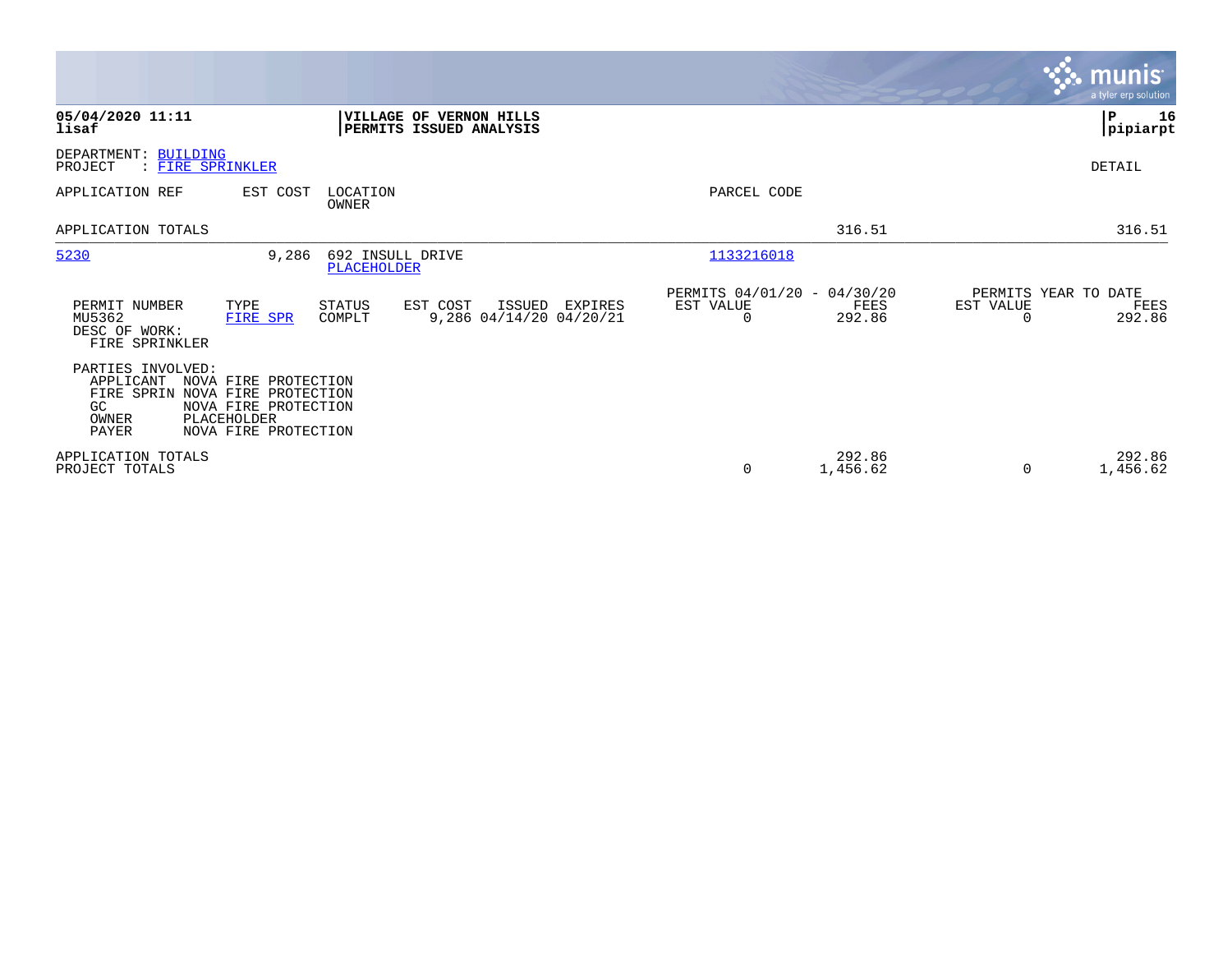**05/04/2020 11:11**
**lisaf**

**VILLAGE OF VERNON HILLS**
**PERMITS ISSUED ANALYSIS**

**P 16**
**pipiarpt**

DEPARTMENT: BUILDING
PROJECT : FIRE SPRINKLER

DETAIL

| APPLICATION REF | EST COST | LOCATION / OWNER | PARCEL CODE | | | |
|---|---|---|---|---|---|---|
| APPLICATION TOTALS | | | | 316.51 | | 316.51 |
| 5230 | 9,286 | 692 INSULL DRIVE / PLACEHOLDER | 1133216018 | | | |

| PERMIT NUMBER | TYPE | STATUS | EST COST | ISSUED | EXPIRES | PERMITS 04/01/20 - 04/30/20 EST VALUE | FEES | PERMITS YEAR TO DATE EST VALUE | FEES |
|---|---|---|---|---|---|---|---|---|---|
| MU5362 | FIRE SPR | COMPLT | 9,286 | 04/14/20 | 04/20/21 | 0 | 292.86 | 0 | 292.86 |

DESC OF WORK:
FIRE SPRINKLER

PARTIES INVOLVED:

| Role | Name |
|---|---|
| APPLICANT | NOVA FIRE PROTECTION |
| FIRE SPRIN | NOVA FIRE PROTECTION |
| GC | NOVA FIRE PROTECTION |
| OWNER | PLACEHOLDER |
| PAYER | NOVA FIRE PROTECTION |

| | EST VALUE | FEES | EST VALUE | FEES |
|---|---|---|---|---|
| APPLICATION TOTALS | | 292.86 | | 292.86 |
| PROJECT TOTALS | 0 | 1,456.62 | 0 | 1,456.62 |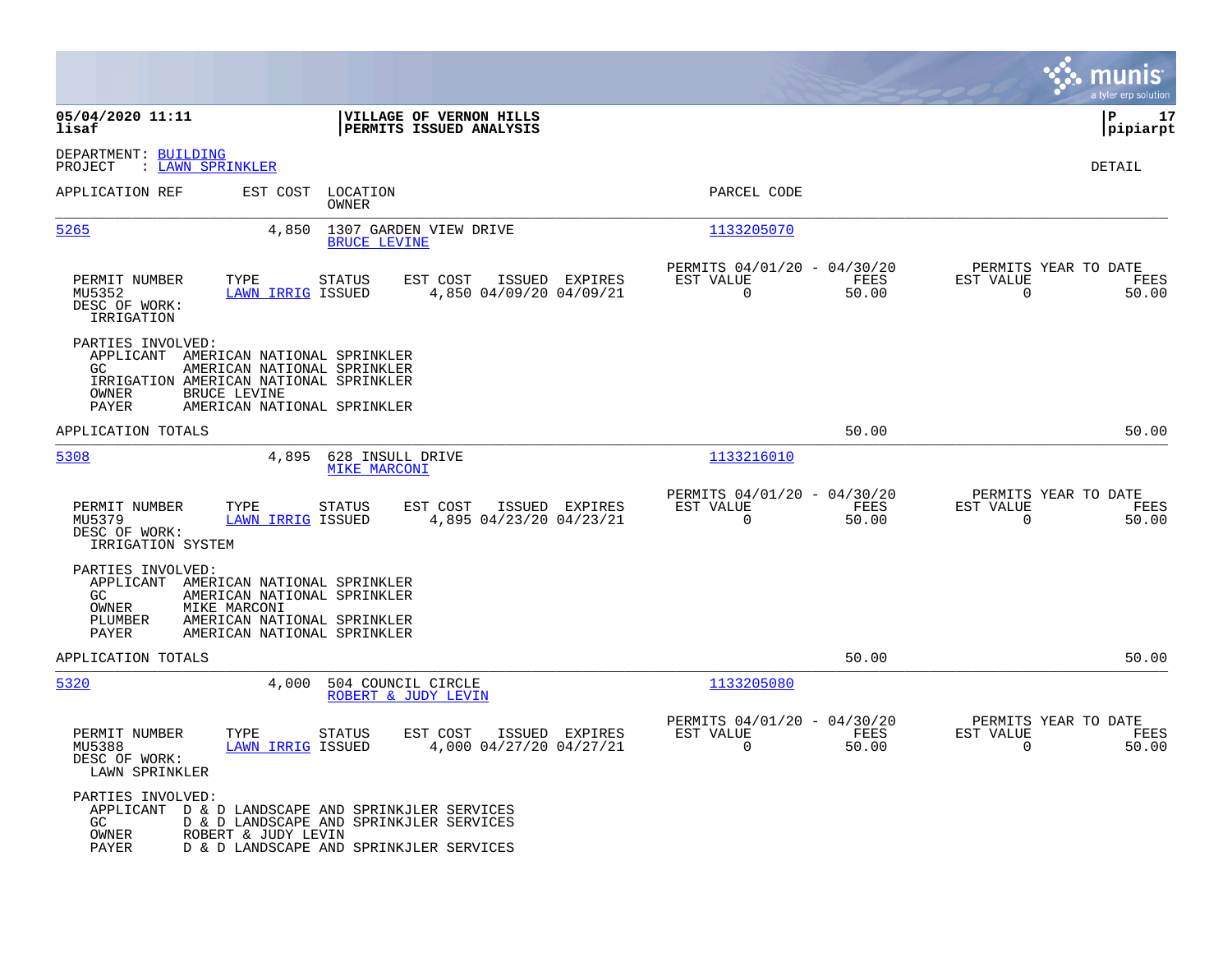**05/04/2020 11:11** | **VILLAGE OF VERNON HILLS**
**lisaf** | **PERMITS ISSUED ANALYSIS**

**pipiarpt**

DEPARTMENT: BUILDING
PROJECT : LAWN SPRINKLER

DETAIL

| APPLICATION REF | EST COST | LOCATION / OWNER | PARCEL CODE |
|---|---|---|---|
| 5265 | 4,850 | 1307 GARDEN VIEW DRIVE / BRUCE LEVINE | 1133205070 |

| PERMIT NUMBER | TYPE | STATUS | EST COST | ISSUED | EXPIRES | PERMITS 04/01/20 - 04/30/20 EST VALUE | FEES | PERMITS YEAR TO DATE EST VALUE | FEES |
|---|---|---|---|---|---|---|---|---|---|
| MU5352 | LAWN IRRIG | ISSUED | 4,850 | 04/09/20 | 04/09/21 | 0 | 50.00 | 0 | 50.00 |

DESC OF WORK:
IRRIGATION

PARTIES INVOLVED:
- APPLICANT AMERICAN NATIONAL SPRINKLER
- GC AMERICAN NATIONAL SPRINKLER
- IRRIGATION AMERICAN NATIONAL SPRINKLER
- OWNER BRUCE LEVINE
- PAYER AMERICAN NATIONAL SPRINKLER

APPLICATION TOTALS 50.00 50.00

| APPLICATION REF | EST COST | LOCATION / OWNER | PARCEL CODE |
|---|---|---|---|
| 5308 | 4,895 | 628 INSULL DRIVE / MIKE MARCONI | 1133216010 |

| PERMIT NUMBER | TYPE | STATUS | EST COST | ISSUED | EXPIRES | PERMITS 04/01/20 - 04/30/20 EST VALUE | FEES | PERMITS YEAR TO DATE EST VALUE | FEES |
|---|---|---|---|---|---|---|---|---|---|
| MU5379 | LAWN IRRIG | ISSUED | 4,895 | 04/23/20 | 04/23/21 | 0 | 50.00 | 0 | 50.00 |

DESC OF WORK:
IRRIGATION SYSTEM

PARTIES INVOLVED:
- APPLICANT AMERICAN NATIONAL SPRINKLER
- GC AMERICAN NATIONAL SPRINKLER
- OWNER MIKE MARCONI
- PLUMBER AMERICAN NATIONAL SPRINKLER
- PAYER AMERICAN NATIONAL SPRINKLER

APPLICATION TOTALS 50.00 50.00

| APPLICATION REF | EST COST | LOCATION / OWNER | PARCEL CODE |
|---|---|---|---|
| 5320 | 4,000 | 504 COUNCIL CIRCLE / ROBERT & JUDY LEVIN | 1133205080 |

| PERMIT NUMBER | TYPE | STATUS | EST COST | ISSUED | EXPIRES | PERMITS 04/01/20 - 04/30/20 EST VALUE | FEES | PERMITS YEAR TO DATE EST VALUE | FEES |
|---|---|---|---|---|---|---|---|---|---|
| MU5388 | LAWN IRRIG | ISSUED | 4,000 | 04/27/20 | 04/27/21 | 0 | 50.00 | 0 | 50.00 |

DESC OF WORK:
LAWN SPRINKLER

PARTIES INVOLVED:
- APPLICANT D & D LANDSCAPE AND SPRINKJLER SERVICES
- GC D & D LANDSCAPE AND SPRINKJLER SERVICES
- OWNER ROBERT & JUDY LEVIN
- PAYER D & D LANDSCAPE AND SPRINKJLER SERVICES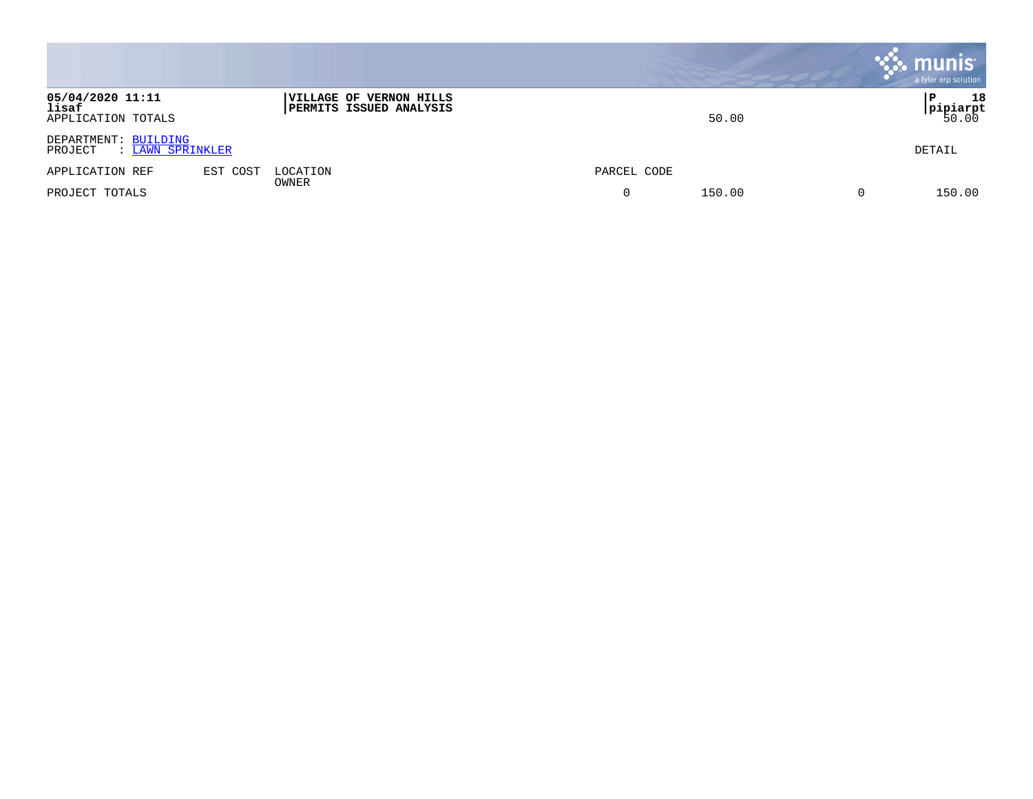05/04/2020 11:11 | VILLAGE OF VERNON HILLS | P 18
lisaf | PERMITS ISSUED ANALYSIS | pipiarpt

APPLICATION TOTALS 50.00 50.00

DEPARTMENT: BUILDING
PROJECT : LAWN SPRINKLER

DETAIL

| APPLICATION REF | EST COST | LOCATION / OWNER | PARCEL CODE | | | |
|---|---|---|---|---|---|---|
| PROJECT TOTALS | | | 0 | 150.00 | 0 | 150.00 |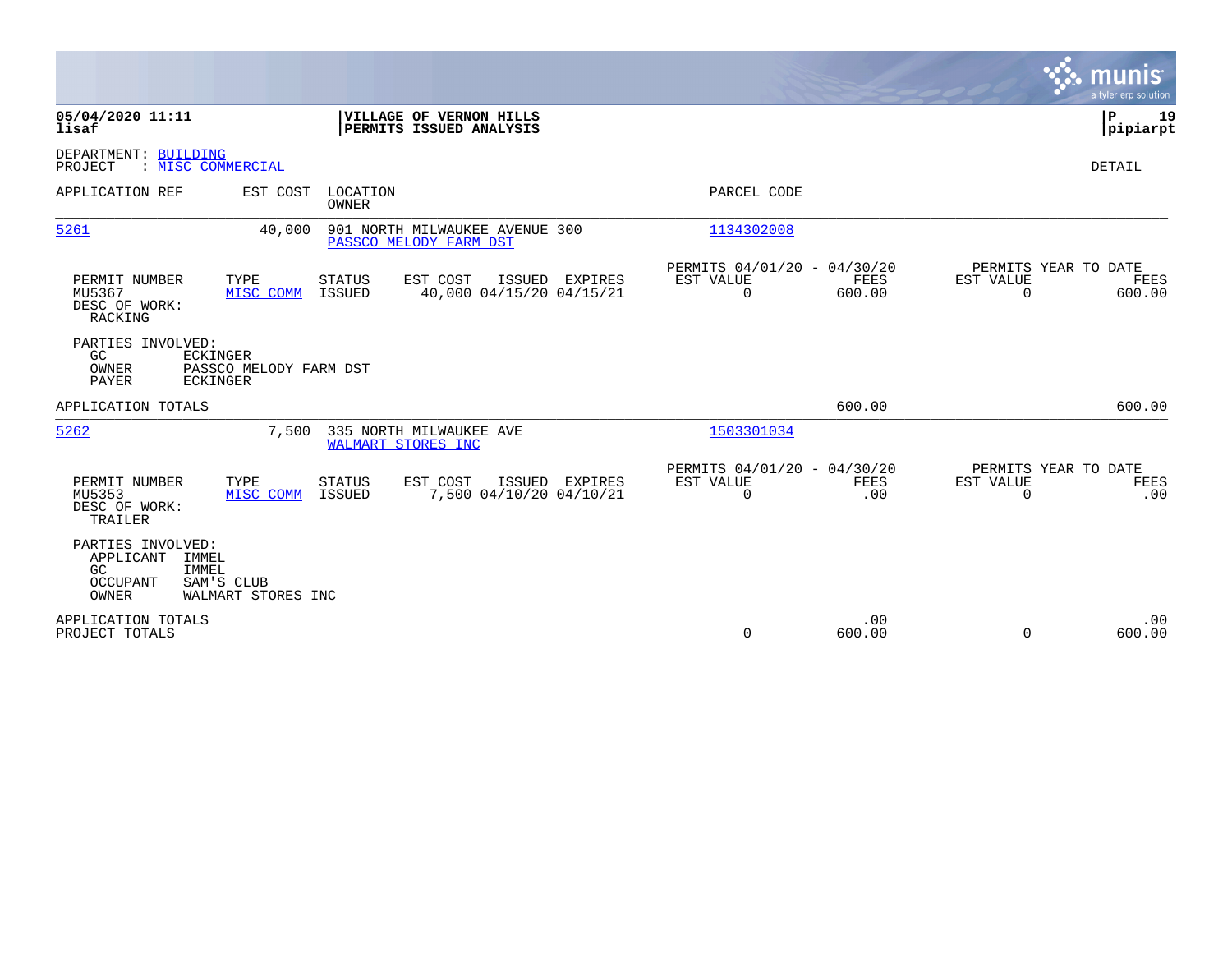**05/04/2020 11:11**
**lisaf**

**VILLAGE OF VERNON HILLS**
**PERMITS ISSUED ANALYSIS**

**P 19**
**pipiarpt**

DEPARTMENT: BUILDING
PROJECT : MISC COMMERCIAL

DETAIL

| APPLICATION REF | EST COST | LOCATION / OWNER | PARCEL CODE |
|---|---|---|---|
| 5261 | 40,000 | 901 NORTH MILWAUKEE AVENUE 300 / PASSCO MELODY FARM DST | 1134302008 |

| PERMIT NUMBER | TYPE | STATUS | EST COST | ISSUED | EXPIRES | PERMITS 04/01/20 - 04/30/20 EST VALUE | FEES | PERMITS YEAR TO DATE EST VALUE | FEES |
|---|---|---|---|---|---|---|---|---|---|
| MU5367 | MISC COMM | ISSUED | 40,000 | 04/15/20 | 04/15/21 | 0 | 600.00 | 0 | 600.00 |

DESC OF WORK:
RACKING

PARTIES INVOLVED:
- GC ECKINGER
- OWNER PASSCO MELODY FARM DST
- PAYER ECKINGER

APPLICATION TOTALS 600.00 600.00

| APPLICATION REF | EST COST | LOCATION / OWNER | PARCEL CODE |
|---|---|---|---|
| 5262 | 7,500 | 335 NORTH MILWAUKEE AVE / WALMART STORES INC | 1503301034 |

| PERMIT NUMBER | TYPE | STATUS | EST COST | ISSUED | EXPIRES | PERMITS 04/01/20 - 04/30/20 EST VALUE | FEES | PERMITS YEAR TO DATE EST VALUE | FEES |
|---|---|---|---|---|---|---|---|---|---|
| MU5353 | MISC COMM | ISSUED | 7,500 | 04/10/20 | 04/10/21 | 0 | .00 | 0 | .00 |

DESC OF WORK:
TRAILER

PARTIES INVOLVED:
- APPLICANT IMMEL
- GC IMMEL
- OCCUPANT SAM'S CLUB
- OWNER WALMART STORES INC

| | EST VALUE | FEES | EST VALUE | FEES |
|---|---|---|---|---|
| APPLICATION TOTALS | | .00 | | .00 |
| PROJECT TOTALS | 0 | 600.00 | 0 | 600.00 |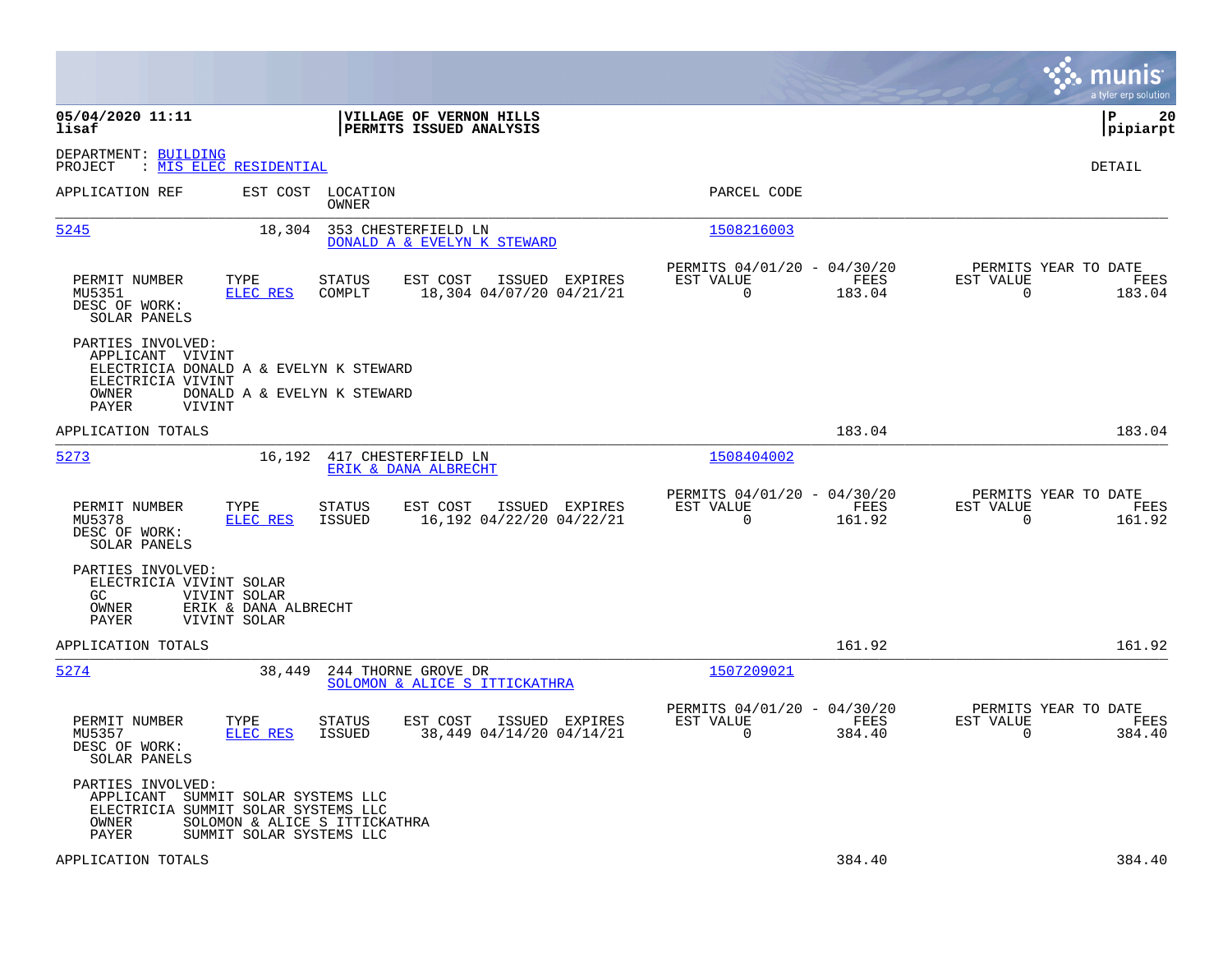**05/04/2020 11:11** | **VILLAGE OF VERNON HILLS** | **P 20**
**lisaf** | **PERMITS ISSUED ANALYSIS** | **pipiarpt**

DEPARTMENT: BUILDING
PROJECT : MIS ELEC RESIDENTIAL

DETAIL

| APPLICATION REF | EST COST | LOCATION / OWNER | PARCEL CODE |
|---|---|---|---|
| 5245 | 18,304 | 353 CHESTERFIELD LN / DONALD A & EVELYN K STEWARD | 1508216003 |

| PERMIT NUMBER | TYPE | STATUS | EST COST | ISSUED | EXPIRES | PERMITS 04/01/20 - 04/30/20 EST VALUE | FEES | PERMITS YEAR TO DATE EST VALUE | FEES |
|---|---|---|---|---|---|---|---|---|---|
| MU5351 | ELEC RES | COMPLT | 18,304 | 04/07/20 | 04/21/21 | 0 | 183.04 | 0 | 183.04 |

DESC OF WORK:
SOLAR PANELS

PARTIES INVOLVED:
- APPLICANT VIVINT
- ELECTRICIA DONALD A & EVELYN K STEWARD
- ELECTRICIA VIVINT
- OWNER DONALD A & EVELYN K STEWARD
- PAYER VIVINT

APPLICATION TOTALS 183.04 183.04

| APPLICATION REF | EST COST | LOCATION / OWNER | PARCEL CODE |
|---|---|---|---|
| 5273 | 16,192 | 417 CHESTERFIELD LN / ERIK & DANA ALBRECHT | 1508404002 |

| PERMIT NUMBER | TYPE | STATUS | EST COST | ISSUED | EXPIRES | PERMITS 04/01/20 - 04/30/20 EST VALUE | FEES | PERMITS YEAR TO DATE EST VALUE | FEES |
|---|---|---|---|---|---|---|---|---|---|
| MU5378 | ELEC RES | ISSUED | 16,192 | 04/22/20 | 04/22/21 | 0 | 161.92 | 0 | 161.92 |

DESC OF WORK:
SOLAR PANELS

PARTIES INVOLVED:
- ELECTRICIA VIVINT SOLAR
- GC VIVINT SOLAR
- OWNER ERIK & DANA ALBRECHT
- PAYER VIVINT SOLAR

APPLICATION TOTALS 161.92 161.92

| APPLICATION REF | EST COST | LOCATION / OWNER | PARCEL CODE |
|---|---|---|---|
| 5274 | 38,449 | 244 THORNE GROVE DR / SOLOMON & ALICE S ITTICKATHRA | 1507209021 |

| PERMIT NUMBER | TYPE | STATUS | EST COST | ISSUED | EXPIRES | PERMITS 04/01/20 - 04/30/20 EST VALUE | FEES | PERMITS YEAR TO DATE EST VALUE | FEES |
|---|---|---|---|---|---|---|---|---|---|
| MU5357 | ELEC RES | ISSUED | 38,449 | 04/14/20 | 04/14/21 | 0 | 384.40 | 0 | 384.40 |

DESC OF WORK:
SOLAR PANELS

PARTIES INVOLVED:
- APPLICANT SUMMIT SOLAR SYSTEMS LLC
- ELECTRICIA SUMMIT SOLAR SYSTEMS LLC
- OWNER SOLOMON & ALICE S ITTICKATHRA
- PAYER SUMMIT SOLAR SYSTEMS LLC

APPLICATION TOTALS 384.40 384.40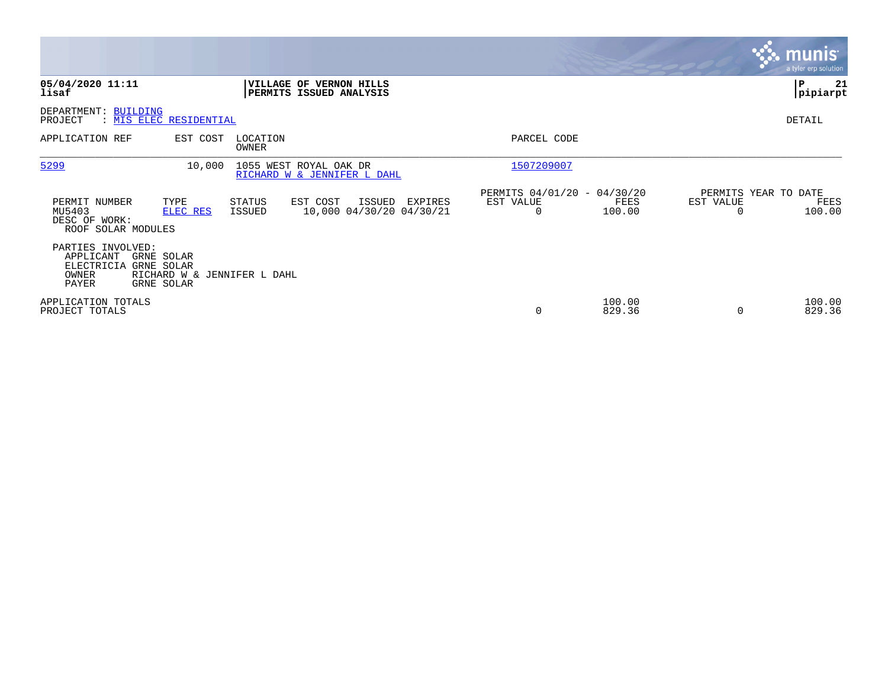**05/04/2020 11:11**
**lisaf**

**VILLAGE OF VERNON HILLS**
**PERMITS ISSUED ANALYSIS**

**P 21**
**pipiarpt**

DEPARTMENT: BUILDING
PROJECT : MIS ELEC RESIDENTIAL

DETAIL

| APPLICATION REF | EST COST | LOCATION / OWNER | PARCEL CODE |
|---|---|---|---|
| 5299 | 10,000 | 1055 WEST ROYAL OAK DR / RICHARD W & JENNIFER L DAHL | 1507209007 |

| PERMIT NUMBER | TYPE | STATUS | EST COST | ISSUED | EXPIRES | PERMITS 04/01/20 - 04/30/20 EST VALUE | FEES | PERMITS YEAR TO DATE EST VALUE | FEES |
|---|---|---|---|---|---|---|---|---|---|
| MU5403 | ELEC RES | ISSUED | 10,000 | 04/30/20 | 04/30/21 | 0 | 100.00 | 0 | 100.00 |

DESC OF WORK:
ROOF SOLAR MODULES

PARTIES INVOLVED:
APPLICANT GRNE SOLAR
ELECTRICIA GRNE SOLAR
OWNER RICHARD W & JENNIFER L DAHL
PAYER GRNE SOLAR

| | EST VALUE | FEES | EST VALUE | FEES |
|---|---|---|---|---|
| APPLICATION TOTALS | | 100.00 | | 100.00 |
| PROJECT TOTALS | 0 | 829.36 | 0 | 829.36 |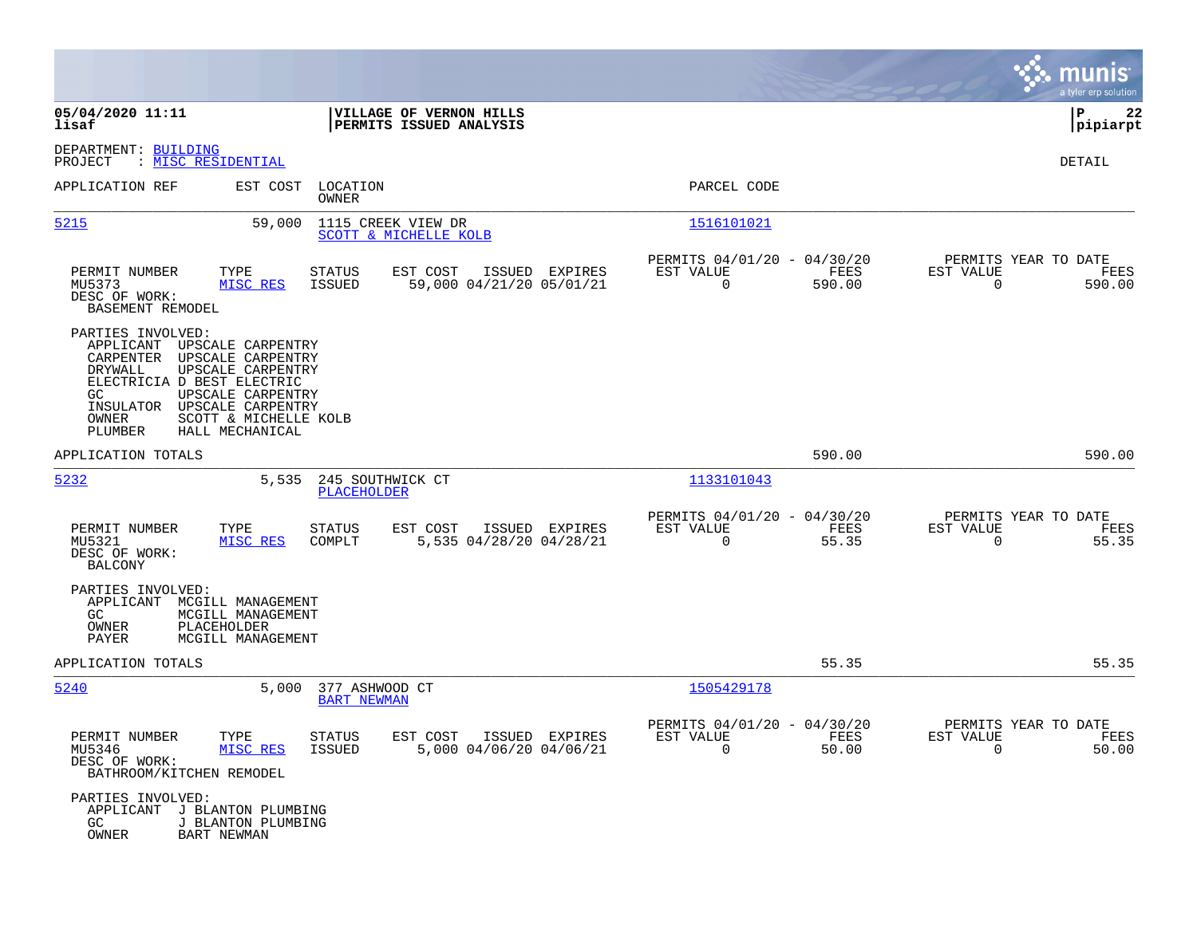**05/04/2020 11:11**
**lisaf**

**VILLAGE OF VERNON HILLS**
**PERMITS ISSUED ANALYSIS**

DEPARTMENT: BUILDING
PROJECT : MISC RESIDENTIAL

DETAIL

| APPLICATION REF | EST COST | LOCATION / OWNER | PARCEL CODE |
|---|---|---|---|
| 5215 | 59,000 | 1115 CREEK VIEW DR / SCOTT & MICHELLE KOLB | 1516101021 |

| PERMIT NUMBER | TYPE | STATUS | EST COST | ISSUED | EXPIRES | PERMITS 04/01/20 - 04/30/20 EST VALUE | FEES | PERMITS YEAR TO DATE EST VALUE | FEES |
|---|---|---|---|---|---|---|---|---|---|
| MU5373 | MISC RES | ISSUED | 59,000 | 04/21/20 | 05/01/21 | 0 | 590.00 | 0 | 590.00 |

DESC OF WORK:
BASEMENT REMODEL

PARTIES INVOLVED:
- APPLICANT UPSCALE CARPENTRY
- CARPENTER UPSCALE CARPENTRY
- DRYWALL UPSCALE CARPENTRY
- ELECTRICIA D BEST ELECTRIC
- GC UPSCALE CARPENTRY
- INSULATOR UPSCALE CARPENTRY
- OWNER SCOTT & MICHELLE KOLB
- PLUMBER HALL MECHANICAL

APPLICATION TOTALS: 590.00 | 590.00

| APPLICATION REF | EST COST | LOCATION / OWNER | PARCEL CODE |
|---|---|---|---|
| 5232 | 5,535 | 245 SOUTHWICK CT / PLACEHOLDER | 1133101043 |

| PERMIT NUMBER | TYPE | STATUS | EST COST | ISSUED | EXPIRES | PERMITS 04/01/20 - 04/30/20 EST VALUE | FEES | PERMITS YEAR TO DATE EST VALUE | FEES |
|---|---|---|---|---|---|---|---|---|---|
| MU5321 | MISC RES | COMPLT | 5,535 | 04/28/20 | 04/28/21 | 0 | 55.35 | 0 | 55.35 |

DESC OF WORK:
BALCONY

PARTIES INVOLVED:
- APPLICANT MCGILL MANAGEMENT
- GC MCGILL MANAGEMENT
- OWNER PLACEHOLDER
- PAYER MCGILL MANAGEMENT

APPLICATION TOTALS: 55.35 | 55.35

| APPLICATION REF | EST COST | LOCATION / OWNER | PARCEL CODE |
|---|---|---|---|
| 5240 | 5,000 | 377 ASHWOOD CT / BART NEWMAN | 1505429178 |

| PERMIT NUMBER | TYPE | STATUS | EST COST | ISSUED | EXPIRES | PERMITS 04/01/20 - 04/30/20 EST VALUE | FEES | PERMITS YEAR TO DATE EST VALUE | FEES |
|---|---|---|---|---|---|---|---|---|---|
| MU5346 | MISC RES | ISSUED | 5,000 | 04/06/20 | 04/06/21 | 0 | 50.00 | 0 | 50.00 |

DESC OF WORK:
BATHROOM/KITCHEN REMODEL

PARTIES INVOLVED:
- APPLICANT J BLANTON PLUMBING
- GC J BLANTON PLUMBING
- OWNER BART NEWMAN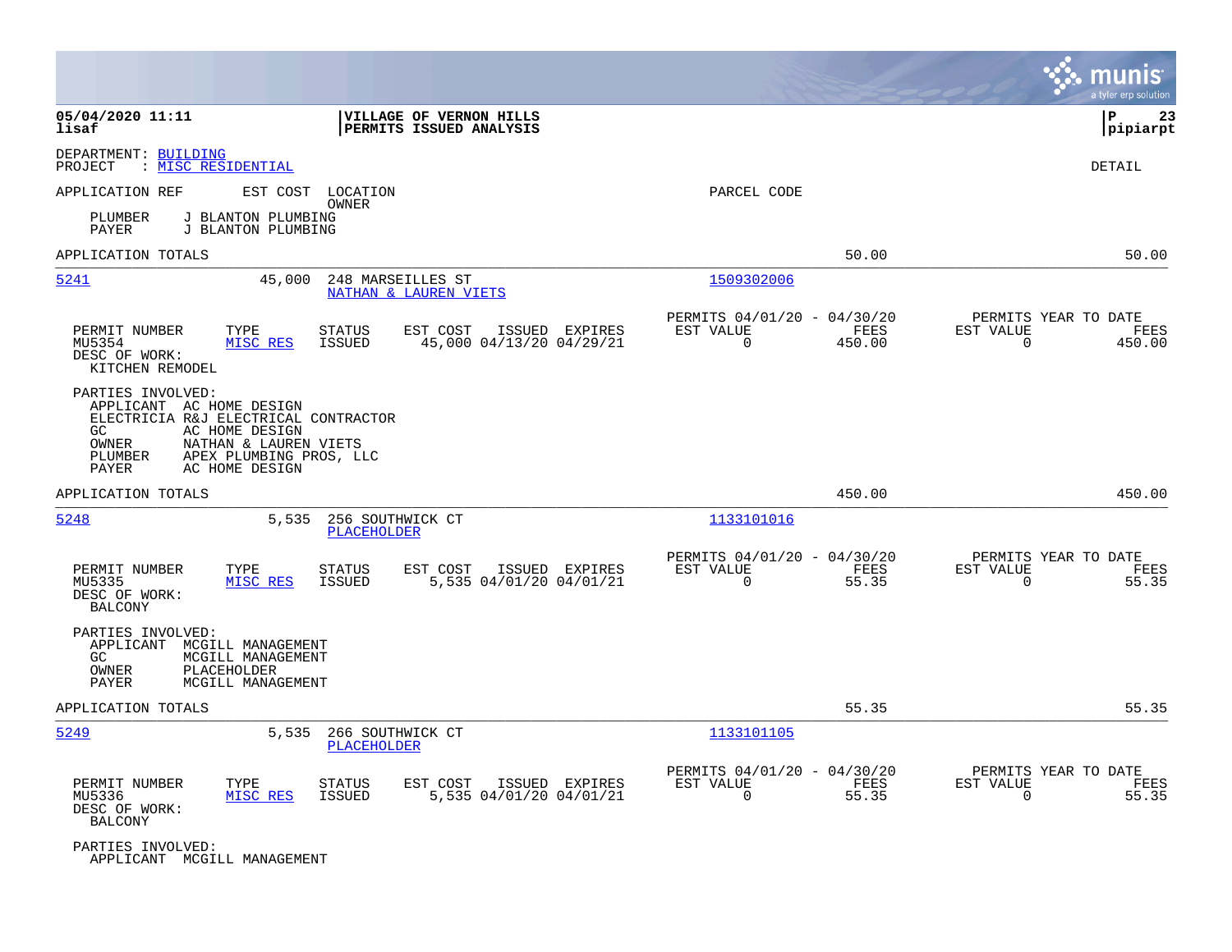**05/04/2020 11:11** | **VILLAGE OF VERNON HILLS** | **P 23**
**lisaf** | **PERMITS ISSUED ANALYSIS** | **pipiarpt**

DEPARTMENT: BUILDING
PROJECT : MISC RESIDENTIAL

DETAIL

APPLICATION REF     EST COST   LOCATION     PARCEL CODE
OWNER

PLUMBER   J BLANTON PLUMBING
PAYER     J BLANTON PLUMBING

APPLICATION TOTALS     50.00     50.00

---

**5241**     45,000   248 MARSEILLES ST     1509302006
NATHAN & LAUREN VIETS

| PERMIT NUMBER | TYPE | STATUS | EST COST | ISSUED | EXPIRES | PERMITS 04/01/20 - 04/30/20 EST VALUE | FEES | PERMITS YEAR TO DATE EST VALUE | FEES |
|---|---|---|---|---|---|---|---|---|---|
| MU5354 | MISC RES | ISSUED | 45,000 | 04/13/20 | 04/29/21 | 0 | 450.00 | 0 | 450.00 |

DESC OF WORK:
KITCHEN REMODEL

PARTIES INVOLVED:
APPLICANT   AC HOME DESIGN
ELECTRICIA R&J ELECTRICAL CONTRACTOR
GC          AC HOME DESIGN
OWNER       NATHAN & LAUREN VIETS
PLUMBER     APEX PLUMBING PROS, LLC
PAYER       AC HOME DESIGN

APPLICATION TOTALS     450.00     450.00

---

**5248**     5,535   256 SOUTHWICK CT     1133101016
PLACEHOLDER

| PERMIT NUMBER | TYPE | STATUS | EST COST | ISSUED | EXPIRES | PERMITS 04/01/20 - 04/30/20 EST VALUE | FEES | PERMITS YEAR TO DATE EST VALUE | FEES |
|---|---|---|---|---|---|---|---|---|---|
| MU5335 | MISC RES | ISSUED | 5,535 | 04/01/20 | 04/01/21 | 0 | 55.35 | 0 | 55.35 |

DESC OF WORK:
BALCONY

PARTIES INVOLVED:
APPLICANT   MCGILL MANAGEMENT
GC          MCGILL MANAGEMENT
OWNER       PLACEHOLDER
PAYER       MCGILL MANAGEMENT

APPLICATION TOTALS     55.35     55.35

---

**5249**     5,535   266 SOUTHWICK CT     1133101105
PLACEHOLDER

| PERMIT NUMBER | TYPE | STATUS | EST COST | ISSUED | EXPIRES | PERMITS 04/01/20 - 04/30/20 EST VALUE | FEES | PERMITS YEAR TO DATE EST VALUE | FEES |
|---|---|---|---|---|---|---|---|---|---|
| MU5336 | MISC RES | ISSUED | 5,535 | 04/01/20 | 04/01/21 | 0 | 55.35 | 0 | 55.35 |

DESC OF WORK:
BALCONY

PARTIES INVOLVED:
APPLICANT   MCGILL MANAGEMENT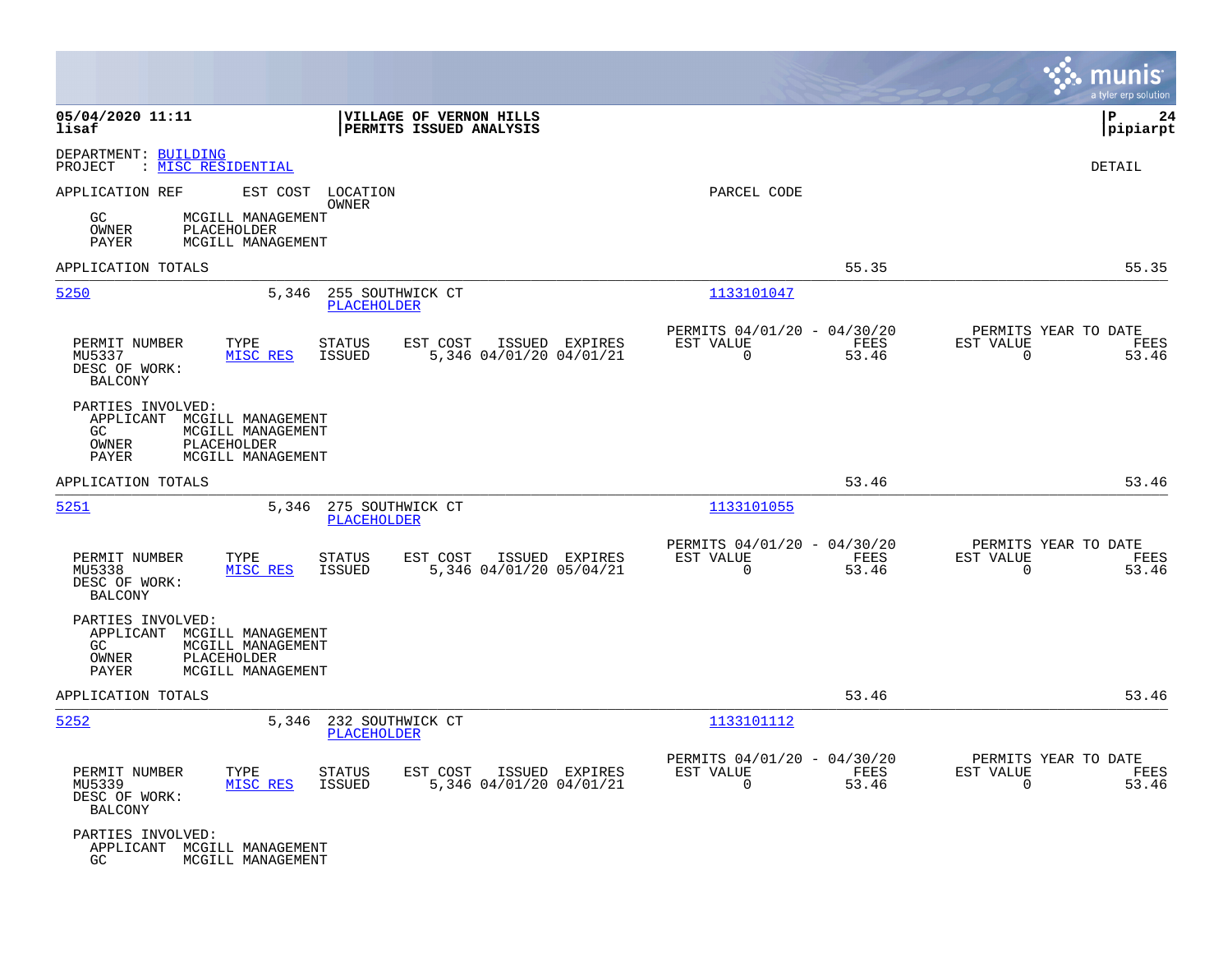**05/04/2020 11:11** | **VILLAGE OF VERNON HILLS** | **P 24**
**lisaf** | **PERMITS ISSUED ANALYSIS** | **pipiarpt**

DEPARTMENT: BUILDING
PROJECT : MISC RESIDENTIAL

DETAIL

APPLICATION REF    EST COST    LOCATION
                               OWNER
PARCEL CODE

GC      MCGILL MANAGEMENT
OWNER   PLACEHOLDER
PAYER   MCGILL MANAGEMENT

APPLICATION TOTALS    55.35    55.35

---

**5250**    5,346    255 SOUTHWICK CT    PLACEHOLDER    1133101047

| PERMIT NUMBER | TYPE | STATUS | EST COST | ISSUED | EXPIRES | PERMITS 04/01/20 - 04/30/20 EST VALUE | FEES | PERMITS YEAR TO DATE EST VALUE | FEES |
|---|---|---|---|---|---|---|---|---|---|
| MU5337 | MISC RES | ISSUED | 5,346 | 04/01/20 | 04/01/21 | 0 | 53.46 | 0 | 53.46 |

DESC OF WORK:
BALCONY

PARTIES INVOLVED:
APPLICANT   MCGILL MANAGEMENT
GC          MCGILL MANAGEMENT
OWNER       PLACEHOLDER
PAYER       MCGILL MANAGEMENT

APPLICATION TOTALS    53.46    53.46

---

**5251**    5,346    275 SOUTHWICK CT    PLACEHOLDER    1133101055

| PERMIT NUMBER | TYPE | STATUS | EST COST | ISSUED | EXPIRES | PERMITS 04/01/20 - 04/30/20 EST VALUE | FEES | PERMITS YEAR TO DATE EST VALUE | FEES |
|---|---|---|---|---|---|---|---|---|---|
| MU5338 | MISC RES | ISSUED | 5,346 | 04/01/20 | 05/04/21 | 0 | 53.46 | 0 | 53.46 |

DESC OF WORK:
BALCONY

PARTIES INVOLVED:
APPLICANT   MCGILL MANAGEMENT
GC          MCGILL MANAGEMENT
OWNER       PLACEHOLDER
PAYER       MCGILL MANAGEMENT

APPLICATION TOTALS    53.46    53.46

---

**5252**    5,346    232 SOUTHWICK CT    PLACEHOLDER    1133101112

| PERMIT NUMBER | TYPE | STATUS | EST COST | ISSUED | EXPIRES | PERMITS 04/01/20 - 04/30/20 EST VALUE | FEES | PERMITS YEAR TO DATE EST VALUE | FEES |
|---|---|---|---|---|---|---|---|---|---|
| MU5339 | MISC RES | ISSUED | 5,346 | 04/01/20 | 04/01/21 | 0 | 53.46 | 0 | 53.46 |

DESC OF WORK:
BALCONY

PARTIES INVOLVED:
APPLICANT   MCGILL MANAGEMENT
GC          MCGILL MANAGEMENT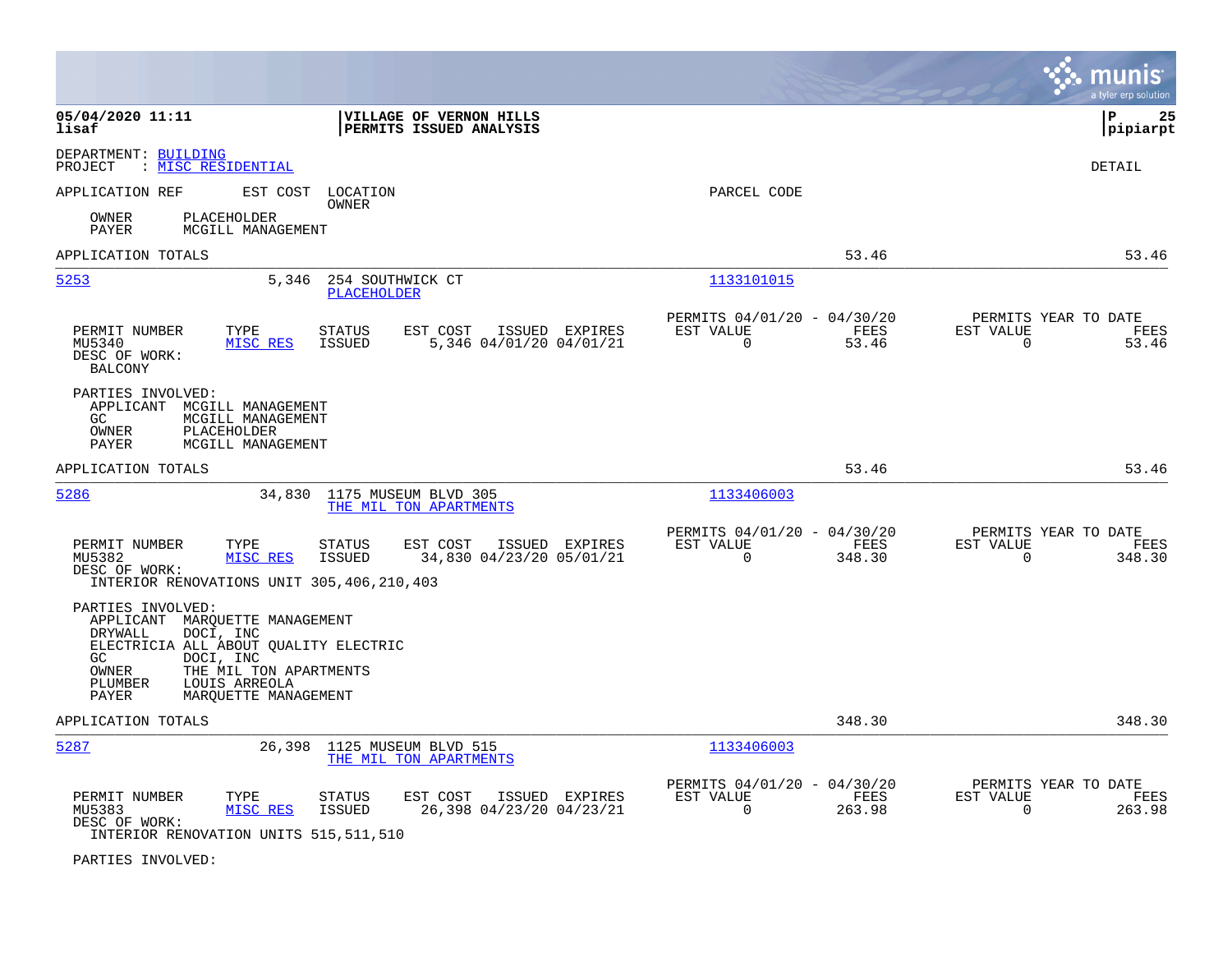**VILLAGE OF VERNON HILLS**
**PERMITS ISSUED ANALYSIS**

**05/04/2020 11:11**
**lisaf**

**pipiarpt**

DEPARTMENT: BUILDING
PROJECT : MISC RESIDENTIAL

DETAIL

APPLICATION REF    EST COST    LOCATION / OWNER    PARCEL CODE

OWNER    PLACEHOLDER
PAYER    MCGILL MANAGEMENT

APPLICATION TOTALS    53.46    53.46

---

**5253**    5,346    254 SOUTHWICK CT    PLACEHOLDER    1133101015

| PERMIT NUMBER | TYPE | STATUS | EST COST | ISSUED | EXPIRES | PERMITS 04/01/20 - 04/30/20 EST VALUE | FEES | PERMITS YEAR TO DATE EST VALUE | FEES |
|---|---|---|---|---|---|---|---|---|---|
| MU5340 | MISC RES | ISSUED | 5,346 | 04/01/20 | 04/01/21 | 0 | 53.46 | 0 | 53.46 |

DESC OF WORK:
BALCONY

PARTIES INVOLVED:
- APPLICANT MCGILL MANAGEMENT
- GC MCGILL MANAGEMENT
- OWNER PLACEHOLDER
- PAYER MCGILL MANAGEMENT

APPLICATION TOTALS    53.46    53.46

---

**5286**    34,830    1175 MUSEUM BLVD 305    THE MIL TON APARTMENTS    1133406003

| PERMIT NUMBER | TYPE | STATUS | EST COST | ISSUED | EXPIRES | PERMITS 04/01/20 - 04/30/20 EST VALUE | FEES | PERMITS YEAR TO DATE EST VALUE | FEES |
|---|---|---|---|---|---|---|---|---|---|
| MU5382 | MISC RES | ISSUED | 34,830 | 04/23/20 | 05/01/21 | 0 | 348.30 | 0 | 348.30 |

DESC OF WORK:
INTERIOR RENOVATIONS UNIT 305,406,210,403

PARTIES INVOLVED:
- APPLICANT MARQUETTE MANAGEMENT
- DRYWALL DOCI, INC
- ELECTRICIA ALL ABOUT QUALITY ELECTRIC
- GC DOCI, INC
- OWNER THE MIL TON APARTMENTS
- PLUMBER LOUIS ARREOLA
- PAYER MARQUETTE MANAGEMENT

APPLICATION TOTALS    348.30    348.30

---

**5287**    26,398    1125 MUSEUM BLVD 515    THE MIL TON APARTMENTS    1133406003

| PERMIT NUMBER | TYPE | STATUS | EST COST | ISSUED | EXPIRES | PERMITS 04/01/20 - 04/30/20 EST VALUE | FEES | PERMITS YEAR TO DATE EST VALUE | FEES |
|---|---|---|---|---|---|---|---|---|---|
| MU5383 | MISC RES | ISSUED | 26,398 | 04/23/20 | 04/23/21 | 0 | 263.98 | 0 | 263.98 |

DESC OF WORK:
INTERIOR RENOVATION UNITS 515,511,510

PARTIES INVOLVED: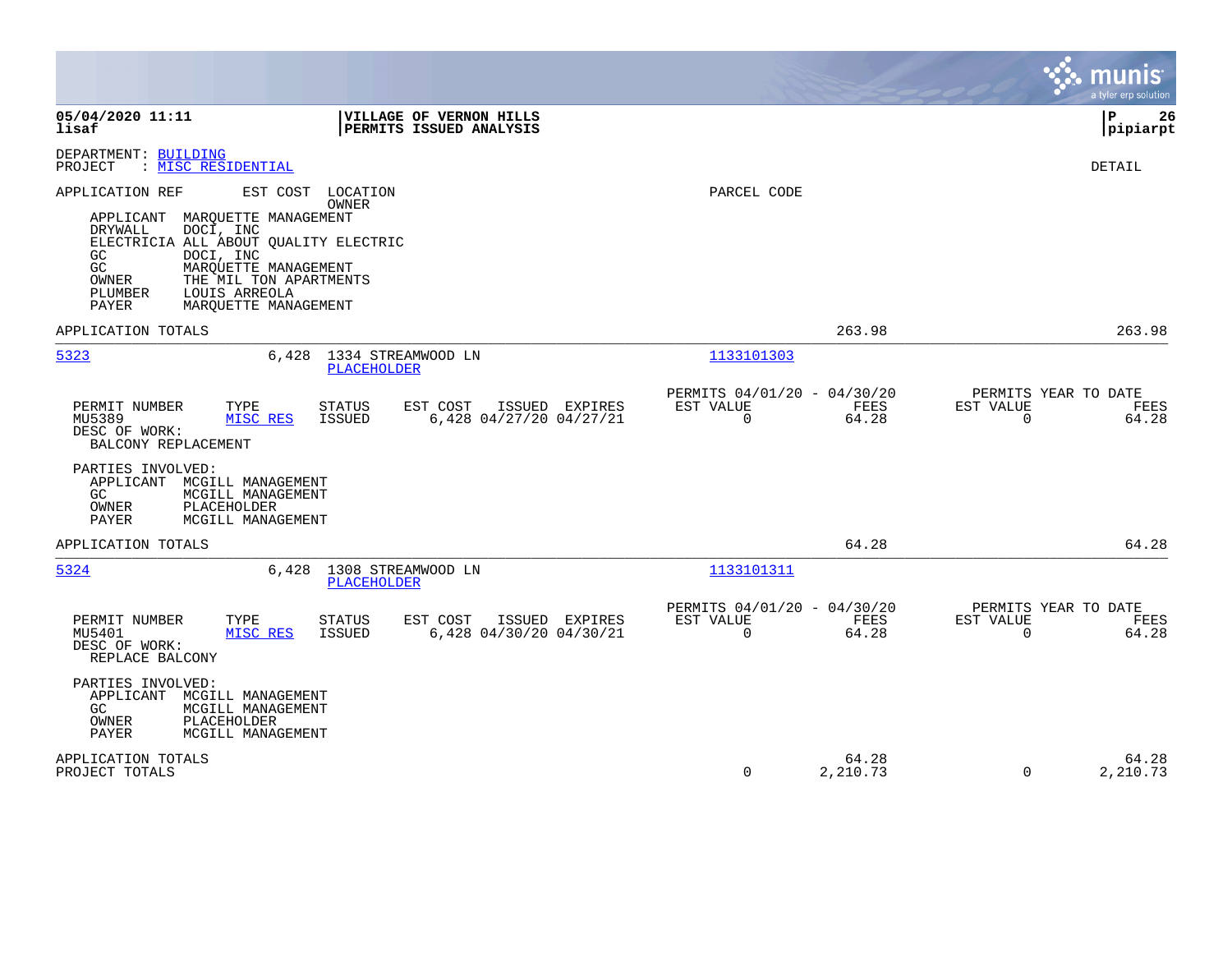**05/04/2020 11:11** | **VILLAGE OF VERNON HILLS** | **P 26**
**lisaf** | **PERMITS ISSUED ANALYSIS** | **pipiarpt**

DEPARTMENT: BUILDING
PROJECT : MISC RESIDENTIAL

DETAIL

APPLICATION REF | EST COST | LOCATION / OWNER | PARCEL CODE

| Role | Name |
|---|---|
| APPLICANT | MARQUETTE MANAGEMENT |
| DRYWALL | DOCI, INC |
| ELECTRICIA | ALL ABOUT QUALITY ELECTRIC |
| GC | DOCI, INC |
| GC | MARQUETTE MANAGEMENT |
| OWNER | THE MIL TON APARTMENTS |
| PLUMBER | LOUIS ARREOLA |
| PAYER | MARQUETTE MANAGEMENT |

APPLICATION TOTALS — 263.98 — 263.98

---

**5323** — 6,428 — 1334 STREAMWOOD LN — PLACEHOLDER — Parcel: 1133101303

| PERMIT NUMBER | TYPE | STATUS | EST COST | ISSUED | EXPIRES | PERMITS 04/01/20 - 04/30/20 EST VALUE | FEES | PERMITS YEAR TO DATE EST VALUE | FEES |
|---|---|---|---|---|---|---|---|---|---|
| MU5389 | MISC RES | ISSUED | 6,428 | 04/27/20 | 04/27/21 | 0 | 64.28 | 0 | 64.28 |

DESC OF WORK:
BALCONY REPLACEMENT

PARTIES INVOLVED:

| Role | Name |
|---|---|
| APPLICANT | MCGILL MANAGEMENT |
| GC | MCGILL MANAGEMENT |
| OWNER | PLACEHOLDER |
| PAYER | MCGILL MANAGEMENT |

APPLICATION TOTALS — 64.28 — 64.28

---

**5324** — 6,428 — 1308 STREAMWOOD LN — PLACEHOLDER — Parcel: 1133101311

| PERMIT NUMBER | TYPE | STATUS | EST COST | ISSUED | EXPIRES | PERMITS 04/01/20 - 04/30/20 EST VALUE | FEES | PERMITS YEAR TO DATE EST VALUE | FEES |
|---|---|---|---|---|---|---|---|---|---|
| MU5401 | MISC RES | ISSUED | 6,428 | 04/30/20 | 04/30/21 | 0 | 64.28 | 0 | 64.28 |

DESC OF WORK:
REPLACE BALCONY

PARTIES INVOLVED:

| Role | Name |
|---|---|
| APPLICANT | MCGILL MANAGEMENT |
| GC | MCGILL MANAGEMENT |
| OWNER | PLACEHOLDER |
| PAYER | MCGILL MANAGEMENT |

| | EST VALUE | FEES | YTD EST VALUE | YTD FEES |
|---|---|---|---|---|
| APPLICATION TOTALS | | 64.28 | | 64.28 |
| PROJECT TOTALS | 0 | 2,210.73 | 0 | 2,210.73 |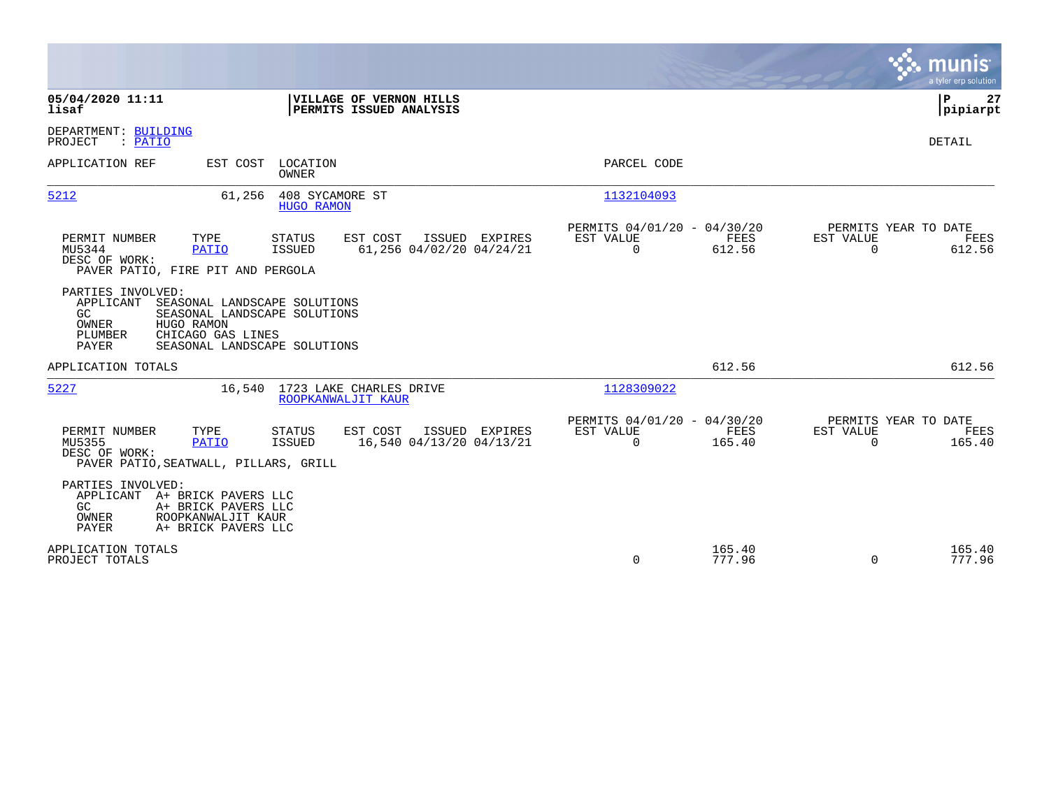**05/04/2020 11:11**
**lisaf**

**VILLAGE OF VERNON HILLS**
**PERMITS ISSUED ANALYSIS**

**P 27**
**pipiarpt**

DEPARTMENT: BUILDING
PROJECT : PATIO

DETAIL

| APPLICATION REF | EST COST | LOCATION / OWNER | PARCEL CODE |
|---|---|---|---|
| 5212 | 61,256 | 408 SYCAMORE ST / HUGO RAMON | 1132104093 |

| PERMIT NUMBER | TYPE | STATUS | EST COST | ISSUED | EXPIRES | PERMITS 04/01/20 - 04/30/20 EST VALUE | FEES | PERMITS YEAR TO DATE EST VALUE | FEES |
|---|---|---|---|---|---|---|---|---|---|
| MU5344 | PATIO | ISSUED | 61,256 | 04/02/20 | 04/24/21 | 0 | 612.56 | 0 | 612.56 |

DESC OF WORK:
PAVER PATIO, FIRE PIT AND PERGOLA

PARTIES INVOLVED:
- APPLICANT SEASONAL LANDSCAPE SOLUTIONS
- GC SEASONAL LANDSCAPE SOLUTIONS
- OWNER HUGO RAMON
- PLUMBER CHICAGO GAS LINES
- PAYER SEASONAL LANDSCAPE SOLUTIONS

APPLICATION TOTALS — 612.56 — 612.56

| APPLICATION REF | EST COST | LOCATION / OWNER | PARCEL CODE |
|---|---|---|---|
| 5227 | 16,540 | 1723 LAKE CHARLES DRIVE / ROOPKANWALJIT KAUR | 1128309022 |

| PERMIT NUMBER | TYPE | STATUS | EST COST | ISSUED | EXPIRES | PERMITS 04/01/20 - 04/30/20 EST VALUE | FEES | PERMITS YEAR TO DATE EST VALUE | FEES |
|---|---|---|---|---|---|---|---|---|---|
| MU5355 | PATIO | ISSUED | 16,540 | 04/13/20 | 04/13/21 | 0 | 165.40 | 0 | 165.40 |

DESC OF WORK:
PAVER PATIO,SEATWALL, PILLARS, GRILL

PARTIES INVOLVED:
- APPLICANT A+ BRICK PAVERS LLC
- GC A+ BRICK PAVERS LLC
- OWNER ROOPKANWALJIT KAUR
- PAYER A+ BRICK PAVERS LLC

| | EST VALUE | FEES | EST VALUE | FEES |
|---|---|---|---|---|
| APPLICATION TOTALS | | 165.40 | | 165.40 |
| PROJECT TOTALS | 0 | 777.96 | 0 | 777.96 |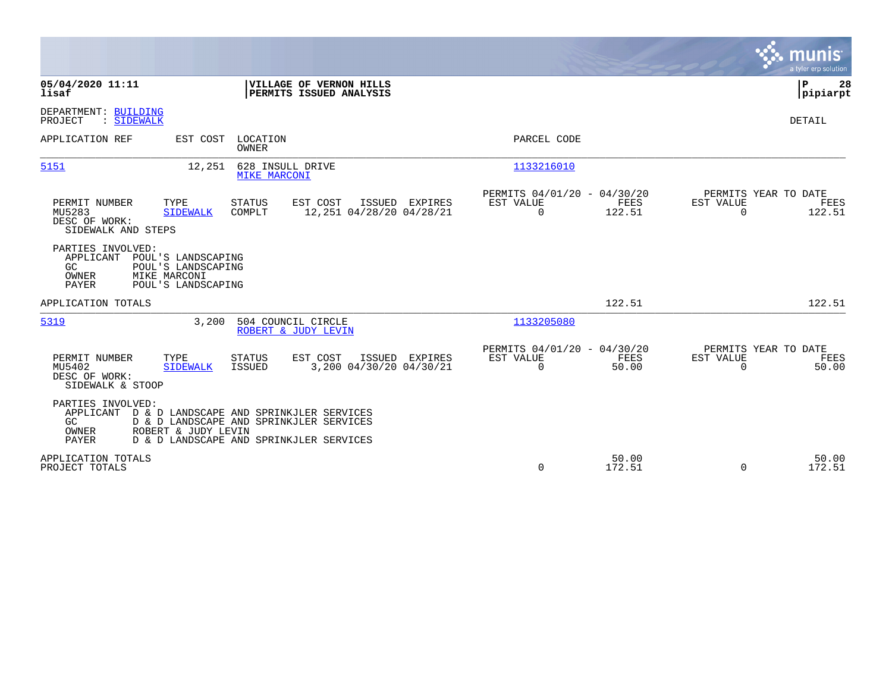**05/04/2020 11:11**
**lisaf**

**VILLAGE OF VERNON HILLS**
**PERMITS ISSUED ANALYSIS**

**P 28**
**pipiarpt**

DEPARTMENT: BUILDING
PROJECT : SIDEWALK

DETAIL

| APPLICATION REF | EST COST | LOCATION / OWNER | PARCEL CODE |
|---|---|---|---|
| 5151 | 12,251 | 628 INSULL DRIVE / MIKE MARCONI | 1133216010 |

| PERMIT NUMBER | TYPE | STATUS | EST COST | ISSUED | EXPIRES | PERMITS 04/01/20 - 04/30/20 EST VALUE | FEES | PERMITS YEAR TO DATE EST VALUE | FEES |
|---|---|---|---|---|---|---|---|---|---|
| MU5283 | SIDEWALK | COMPLT | 12,251 | 04/28/20 | 04/28/21 | 0 | 122.51 | 0 | 122.51 |

DESC OF WORK:
SIDEWALK AND STEPS

PARTIES INVOLVED:
- APPLICANT POUL'S LANDSCAPING
- GC POUL'S LANDSCAPING
- OWNER MIKE MARCONI
- PAYER POUL'S LANDSCAPING

APPLICATION TOTALS: 122.51 | 122.51

| APPLICATION REF | EST COST | LOCATION / OWNER | PARCEL CODE |
|---|---|---|---|
| 5319 | 3,200 | 504 COUNCIL CIRCLE / ROBERT & JUDY LEVIN | 1133205080 |

| PERMIT NUMBER | TYPE | STATUS | EST COST | ISSUED | EXPIRES | PERMITS 04/01/20 - 04/30/20 EST VALUE | FEES | PERMITS YEAR TO DATE EST VALUE | FEES |
|---|---|---|---|---|---|---|---|---|---|
| MU5402 | SIDEWALK | ISSUED | 3,200 | 04/30/20 | 04/30/21 | 0 | 50.00 | 0 | 50.00 |

DESC OF WORK:
SIDEWALK & STOOP

PARTIES INVOLVED:
- APPLICANT D & D LANDSCAPE AND SPRINKJLER SERVICES
- GC D & D LANDSCAPE AND SPRINKJLER SERVICES
- OWNER ROBERT & JUDY LEVIN
- PAYER D & D LANDSCAPE AND SPRINKJLER SERVICES

| | EST VALUE | FEES | YTD EST VALUE | YTD FEES |
|---|---|---|---|---|
| APPLICATION TOTALS | | 50.00 | | 50.00 |
| PROJECT TOTALS | 0 | 172.51 | 0 | 172.51 |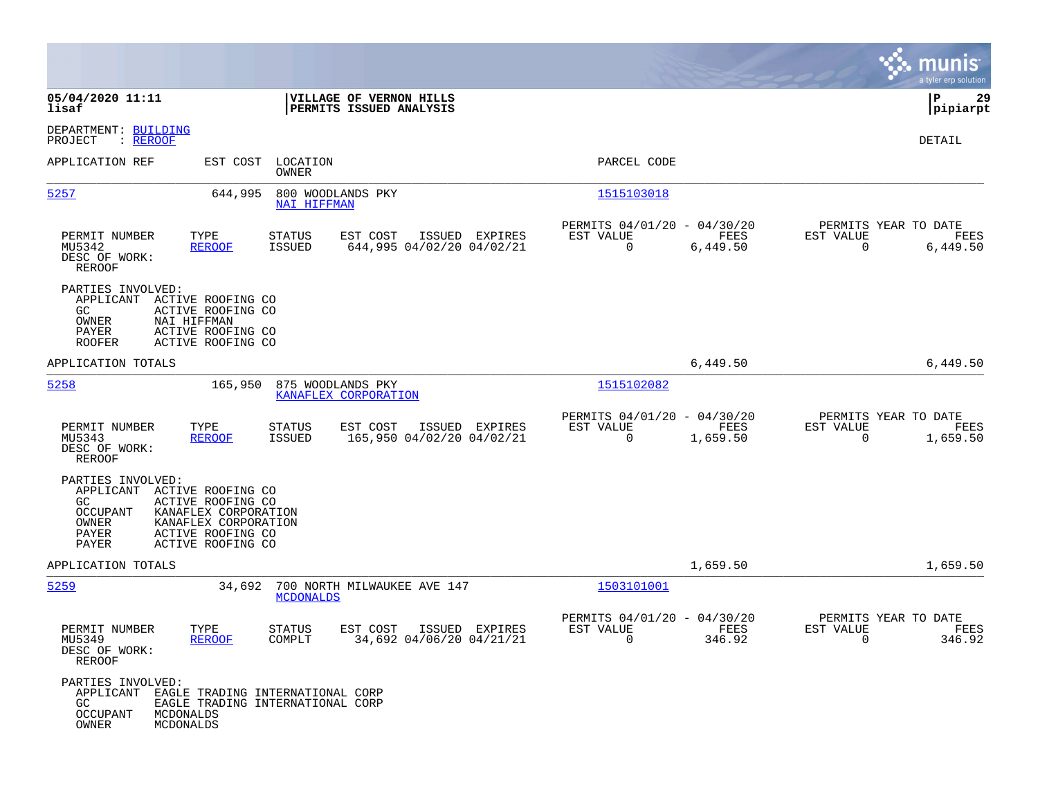05/04/2020 11:11 | VILLAGE OF VERNON HILLS | P 29
lisaf | PERMITS ISSUED ANALYSIS | pipiarpt

DEPARTMENT: BUILDING
PROJECT : REROOF

DETAIL

| APPLICATION REF | EST COST | LOCATION / OWNER | PARCEL CODE |
|---|---|---|---|
| 5257 | 644,995 | 800 WOODLANDS PKY / NAI HIFFMAN | 1515103018 |

| PERMIT NUMBER | TYPE | STATUS | EST COST | ISSUED | EXPIRES | PERMITS 04/01/20 - 04/30/20 EST VALUE | FEES | PERMITS YEAR TO DATE EST VALUE | FEES |
|---|---|---|---|---|---|---|---|---|---|
| MU5342 | REROOF | ISSUED | 644,995 | 04/02/20 | 04/02/21 | 0 | 6,449.50 | 0 | 6,449.50 |

DESC OF WORK:
REROOF

PARTIES INVOLVED:
- APPLICANT ACTIVE ROOFING CO
- GC ACTIVE ROOFING CO
- OWNER NAI HIFFMAN
- PAYER ACTIVE ROOFING CO
- ROOFER ACTIVE ROOFING CO

APPLICATION TOTALS 6,449.50 6,449.50

| APPLICATION REF | EST COST | LOCATION / OWNER | PARCEL CODE |
|---|---|---|---|
| 5258 | 165,950 | 875 WOODLANDS PKY / KANAFLEX CORPORATION | 1515102082 |

| PERMIT NUMBER | TYPE | STATUS | EST COST | ISSUED | EXPIRES | PERMITS 04/01/20 - 04/30/20 EST VALUE | FEES | PERMITS YEAR TO DATE EST VALUE | FEES |
|---|---|---|---|---|---|---|---|---|---|
| MU5343 | REROOF | ISSUED | 165,950 | 04/02/20 | 04/02/21 | 0 | 1,659.50 | 0 | 1,659.50 |

DESC OF WORK:
REROOF

PARTIES INVOLVED:
- APPLICANT ACTIVE ROOFING CO
- GC ACTIVE ROOFING CO
- OCCUPANT KANAFLEX CORPORATION
- OWNER KANAFLEX CORPORATION
- PAYER ACTIVE ROOFING CO
- PAYER ACTIVE ROOFING CO

APPLICATION TOTALS 1,659.50 1,659.50

| APPLICATION REF | EST COST | LOCATION / OWNER | PARCEL CODE |
|---|---|---|---|
| 5259 | 34,692 | 700 NORTH MILWAUKEE AVE 147 / MCDONALDS | 1503101001 |

| PERMIT NUMBER | TYPE | STATUS | EST COST | ISSUED | EXPIRES | PERMITS 04/01/20 - 04/30/20 EST VALUE | FEES | PERMITS YEAR TO DATE EST VALUE | FEES |
|---|---|---|---|---|---|---|---|---|---|
| MU5349 | REROOF | COMPLT | 34,692 | 04/06/20 | 04/21/21 | 0 | 346.92 | 0 | 346.92 |

DESC OF WORK:
REROOF

PARTIES INVOLVED:
- APPLICANT EAGLE TRADING INTERNATIONAL CORP
- GC EAGLE TRADING INTERNATIONAL CORP
- OCCUPANT MCDONALDS
- OWNER MCDONALDS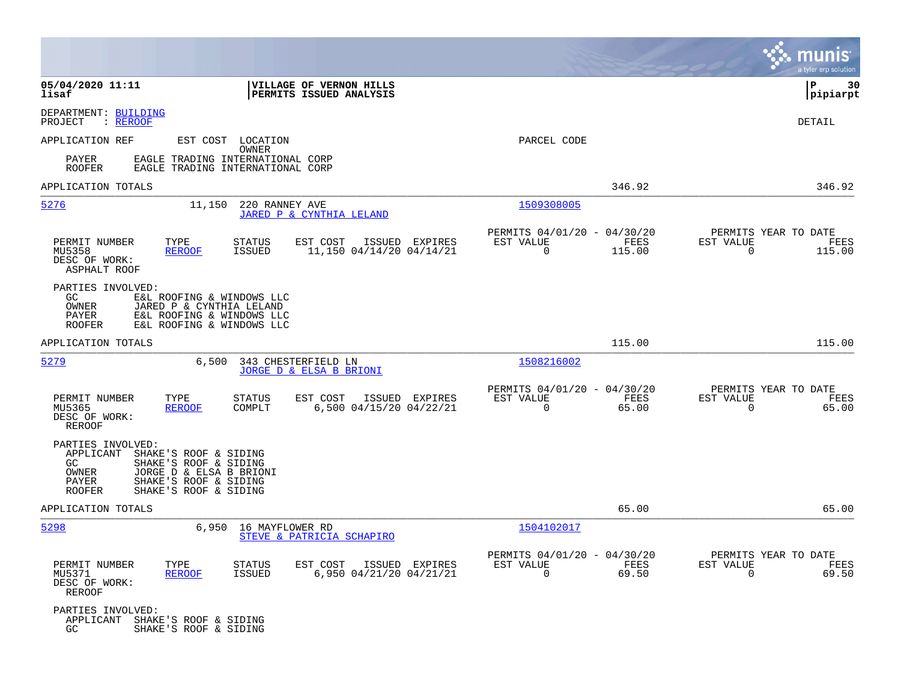DEPARTMENT: BUILDING
PROJECT : REROOF

DETAIL

APPLICATION REF    EST COST    LOCATION    OWNER    PARCEL CODE

PAYER    EAGLE TRADING INTERNATIONAL CORP
ROOFER    EAGLE TRADING INTERNATIONAL CORP

APPLICATION TOTALS    346.92    346.92

---

**5276**    11,150    220 RANNEY AVE    JARED P & CYNTHIA LELAND    1509308005

| PERMIT NUMBER | TYPE | STATUS | EST COST | ISSUED | EXPIRES | PERMITS 04/01/20 - 04/30/20 EST VALUE | FEES | PERMITS YEAR TO DATE EST VALUE | FEES |
|---|---|---|---|---|---|---|---|---|---|
| MU5358 | REROOF | ISSUED | 11,150 | 04/14/20 | 04/14/21 | 0 | 115.00 | 0 | 115.00 |

DESC OF WORK:
ASPHALT ROOF

PARTIES INVOLVED:
GC    E&L ROOFING & WINDOWS LLC
OWNER    JARED P & CYNTHIA LELAND
PAYER    E&L ROOFING & WINDOWS LLC
ROOFER    E&L ROOFING & WINDOWS LLC

APPLICATION TOTALS    115.00    115.00

---

**5279**    6,500    343 CHESTERFIELD LN    JORGE D & ELSA B BRIONI    1508216002

| PERMIT NUMBER | TYPE | STATUS | EST COST | ISSUED | EXPIRES | PERMITS 04/01/20 - 04/30/20 EST VALUE | FEES | PERMITS YEAR TO DATE EST VALUE | FEES |
|---|---|---|---|---|---|---|---|---|---|
| MU5365 | REROOF | COMPLT | 6,500 | 04/15/20 | 04/22/21 | 0 | 65.00 | 0 | 65.00 |

DESC OF WORK:
REROOF

PARTIES INVOLVED:
APPLICANT    SHAKE'S ROOF & SIDING
GC    SHAKE'S ROOF & SIDING
OWNER    JORGE D & ELSA B BRIONI
PAYER    SHAKE'S ROOF & SIDING
ROOFER    SHAKE'S ROOF & SIDING

APPLICATION TOTALS    65.00    65.00

---

**5298**    6,950    16 MAYFLOWER RD    STEVE & PATRICIA SCHAPIRO    1504102017

| PERMIT NUMBER | TYPE | STATUS | EST COST | ISSUED | EXPIRES | PERMITS 04/01/20 - 04/30/20 EST VALUE | FEES | PERMITS YEAR TO DATE EST VALUE | FEES |
|---|---|---|---|---|---|---|---|---|---|
| MU5371 | REROOF | ISSUED | 6,950 | 04/21/20 | 04/21/21 | 0 | 69.50 | 0 | 69.50 |

DESC OF WORK:
REROOF

PARTIES INVOLVED:
APPLICANT    SHAKE'S ROOF & SIDING
GC    SHAKE'S ROOF & SIDING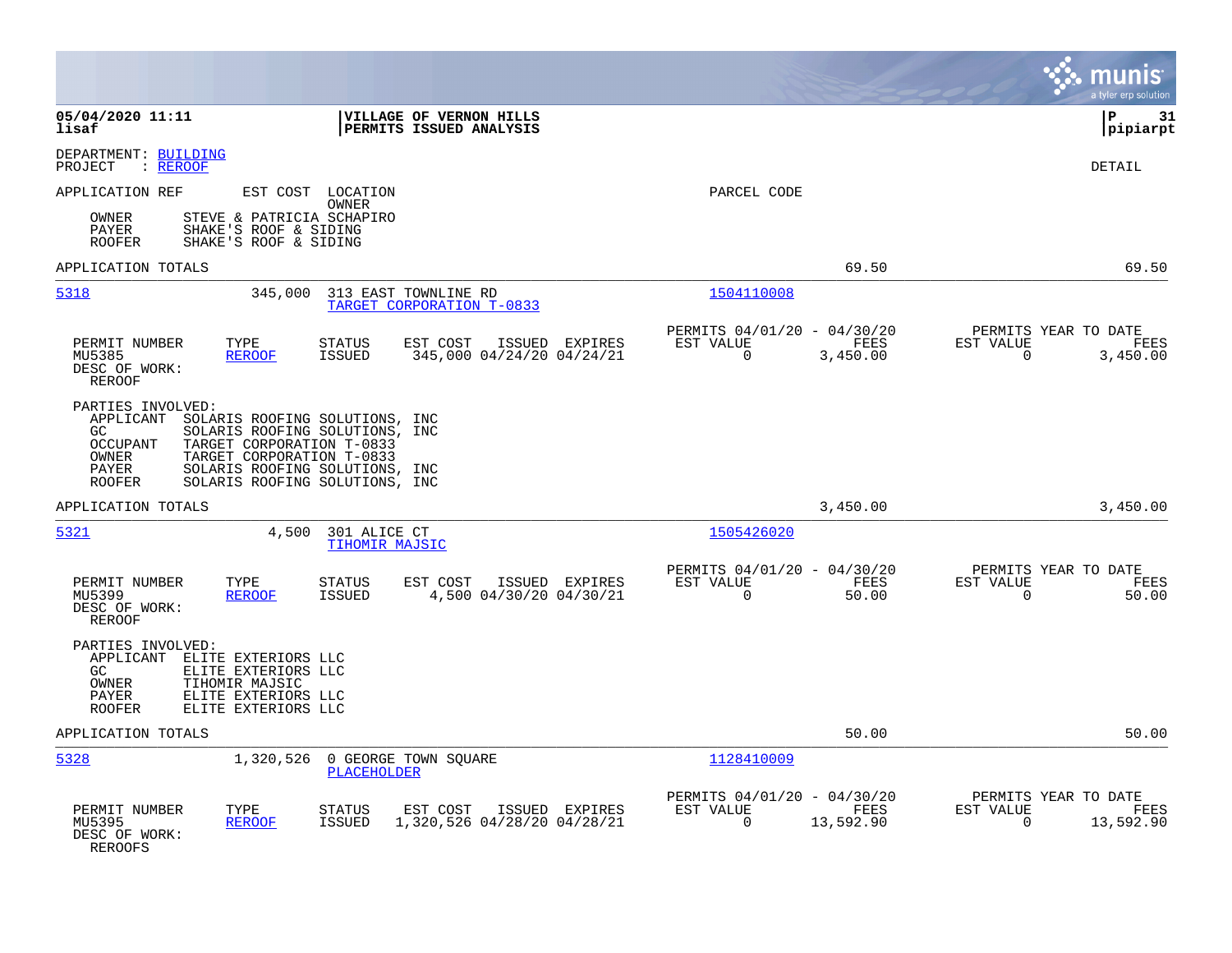**VILLAGE OF VERNON HILLS**
**PERMITS ISSUED ANALYSIS**

05/04/2020 11:11
lisaf

P 31
pipiarpt

DEPARTMENT: BUILDING
PROJECT : REROOF

DETAIL

APPLICATION REF | EST COST | LOCATION / OWNER | PARCEL CODE

OWNER STEVE & PATRICIA SCHAPIRO
PAYER SHAKE'S ROOF & SIDING
ROOFER SHAKE'S ROOF & SIDING

APPLICATION TOTALS 69.50 69.50

---

**5318** 345,000 313 EAST TOWNLINE RD — TARGET CORPORATION T-0833 — Parcel 1504110008

| PERMIT NUMBER | TYPE | STATUS | EST COST | ISSUED | EXPIRES | PERMITS 04/01/20 - 04/30/20 EST VALUE | FEES | PERMITS YEAR TO DATE EST VALUE | FEES |
|---|---|---|---|---|---|---|---|---|---|
| MU5385 | REROOF | ISSUED | 345,000 | 04/24/20 | 04/24/21 | 0 | 3,450.00 | 0 | 3,450.00 |

DESC OF WORK:
REROOF

PARTIES INVOLVED:
- APPLICANT SOLARIS ROOFING SOLUTIONS, INC
- GC SOLARIS ROOFING SOLUTIONS, INC
- OCCUPANT TARGET CORPORATION T-0833
- OWNER TARGET CORPORATION T-0833
- PAYER SOLARIS ROOFING SOLUTIONS, INC
- ROOFER SOLARIS ROOFING SOLUTIONS, INC

APPLICATION TOTALS 3,450.00 3,450.00

---

**5321** 4,500 301 ALICE CT — TIHOMIR MAJSIC — Parcel 1505426020

| PERMIT NUMBER | TYPE | STATUS | EST COST | ISSUED | EXPIRES | PERMITS 04/01/20 - 04/30/20 EST VALUE | FEES | PERMITS YEAR TO DATE EST VALUE | FEES |
|---|---|---|---|---|---|---|---|---|---|
| MU5399 | REROOF | ISSUED | 4,500 | 04/30/20 | 04/30/21 | 0 | 50.00 | 0 | 50.00 |

DESC OF WORK:
REROOF

PARTIES INVOLVED:
- APPLICANT ELITE EXTERIORS LLC
- GC ELITE EXTERIORS LLC
- OWNER TIHOMIR MAJSIC
- PAYER ELITE EXTERIORS LLC
- ROOFER ELITE EXTERIORS LLC

APPLICATION TOTALS 50.00 50.00

---

**5328** 1,320,526 0 GEORGE TOWN SQUARE — PLACEHOLDER — Parcel 1128410009

| PERMIT NUMBER | TYPE | STATUS | EST COST | ISSUED | EXPIRES | PERMITS 04/01/20 - 04/30/20 EST VALUE | FEES | PERMITS YEAR TO DATE EST VALUE | FEES |
|---|---|---|---|---|---|---|---|---|---|
| MU5395 | REROOF | ISSUED | 1,320,526 | 04/28/20 | 04/28/21 | 0 | 13,592.90 | 0 | 13,592.90 |

DESC OF WORK:
REROOFS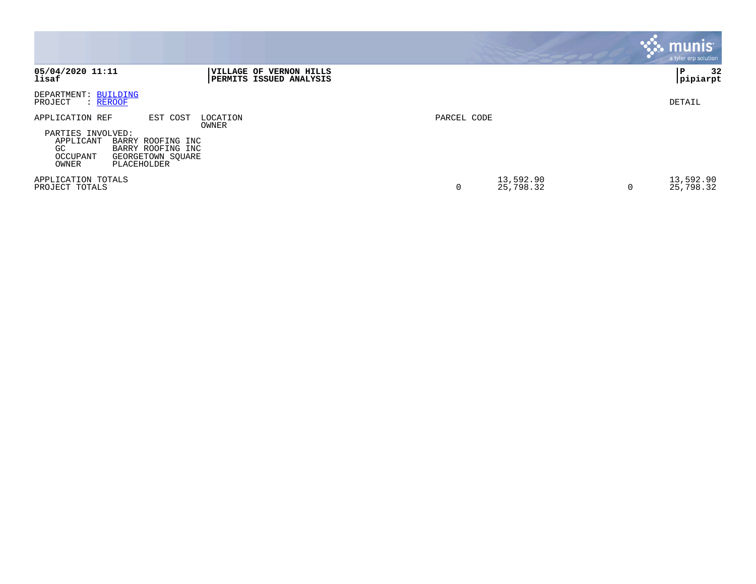**05/04/2020 11:11**
**lisaf**

**VILLAGE OF VERNON HILLS**
**PERMITS ISSUED ANALYSIS**

**P 32**
**pipiarpt**

DEPARTMENT: BUILDING
PROJECT : REROOF

DETAIL

| APPLICATION REF | EST COST | LOCATION / OWNER | PARCEL CODE | | | |
|---|---|---|---|---|---|---|
| PARTIES INVOLVED: | | | | | | |
| APPLICANT | BARRY ROOFING INC | | | | | |
| GC | BARRY ROOFING INC | | | | | |
| OCCUPANT | GEORGETOWN SQUARE | | | | | |
| OWNER | PLACEHOLDER | | | | | |
| APPLICATION TOTALS | | | | 13,592.90 | | 13,592.90 |
| PROJECT TOTALS | | | 0 | 25,798.32 | 0 | 25,798.32 |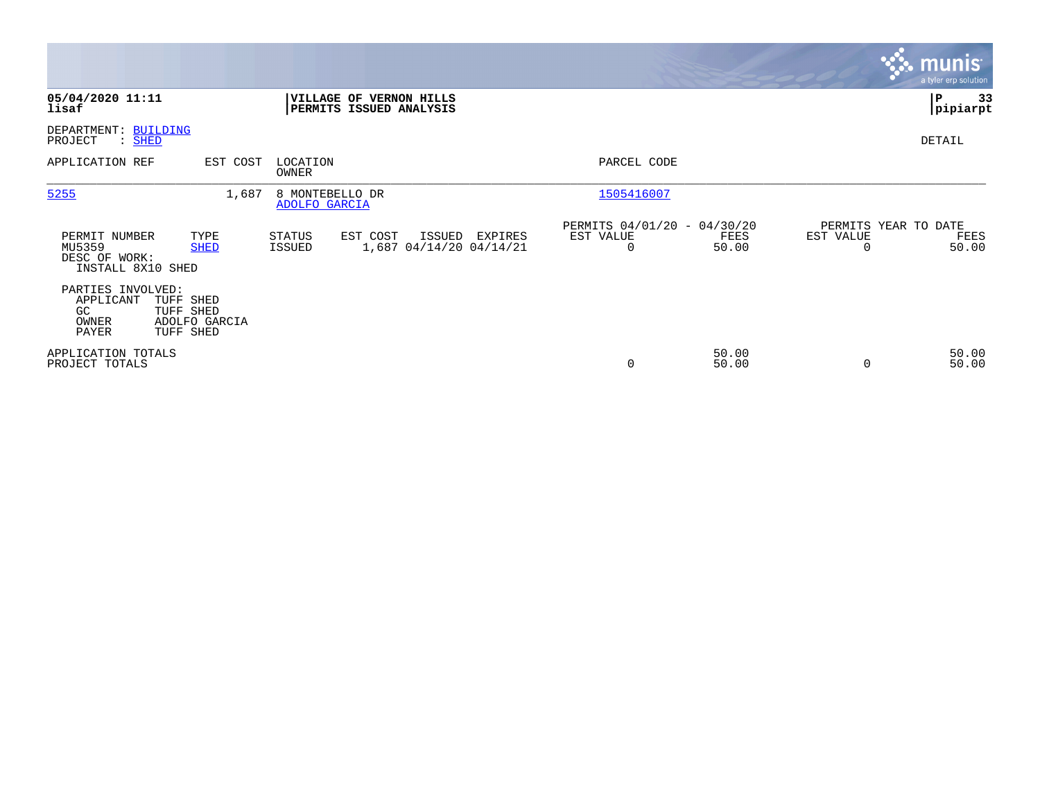**05/04/2020 11:11**
**lisaf**

**VILLAGE OF VERNON HILLS**
**PERMITS ISSUED ANALYSIS**

**pipiarpt**

DEPARTMENT: BUILDING
PROJECT : SHED

DETAIL

| APPLICATION REF | EST COST | LOCATION / OWNER | PARCEL CODE |
|---|---|---|---|
| 5255 | 1,687 | 8 MONTEBELLO DR / ADOLFO GARCIA | 1505416007 |

| PERMIT NUMBER | TYPE | STATUS | EST COST | ISSUED | EXPIRES | PERMITS 04/01/20 - 04/30/20 EST VALUE | FEES | PERMITS YEAR TO DATE EST VALUE | FEES |
|---|---|---|---|---|---|---|---|---|---|
| MU5359 | SHED | ISSUED | 1,687 | 04/14/20 | 04/14/21 | 0 | 50.00 | 0 | 50.00 |

DESC OF WORK:
INSTALL 8X10 SHED

PARTIES INVOLVED:

| Role | Name |
|---|---|
| APPLICANT | TUFF SHED |
| GC | TUFF SHED |
| OWNER | ADOLFO GARCIA |
| PAYER | TUFF SHED |

| | EST VALUE | FEES | EST VALUE (YTD) | FEES (YTD) |
|---|---|---|---|---|
| APPLICATION TOTALS | | 50.00 | | 50.00 |
| PROJECT TOTALS | 0 | 50.00 | 0 | 50.00 |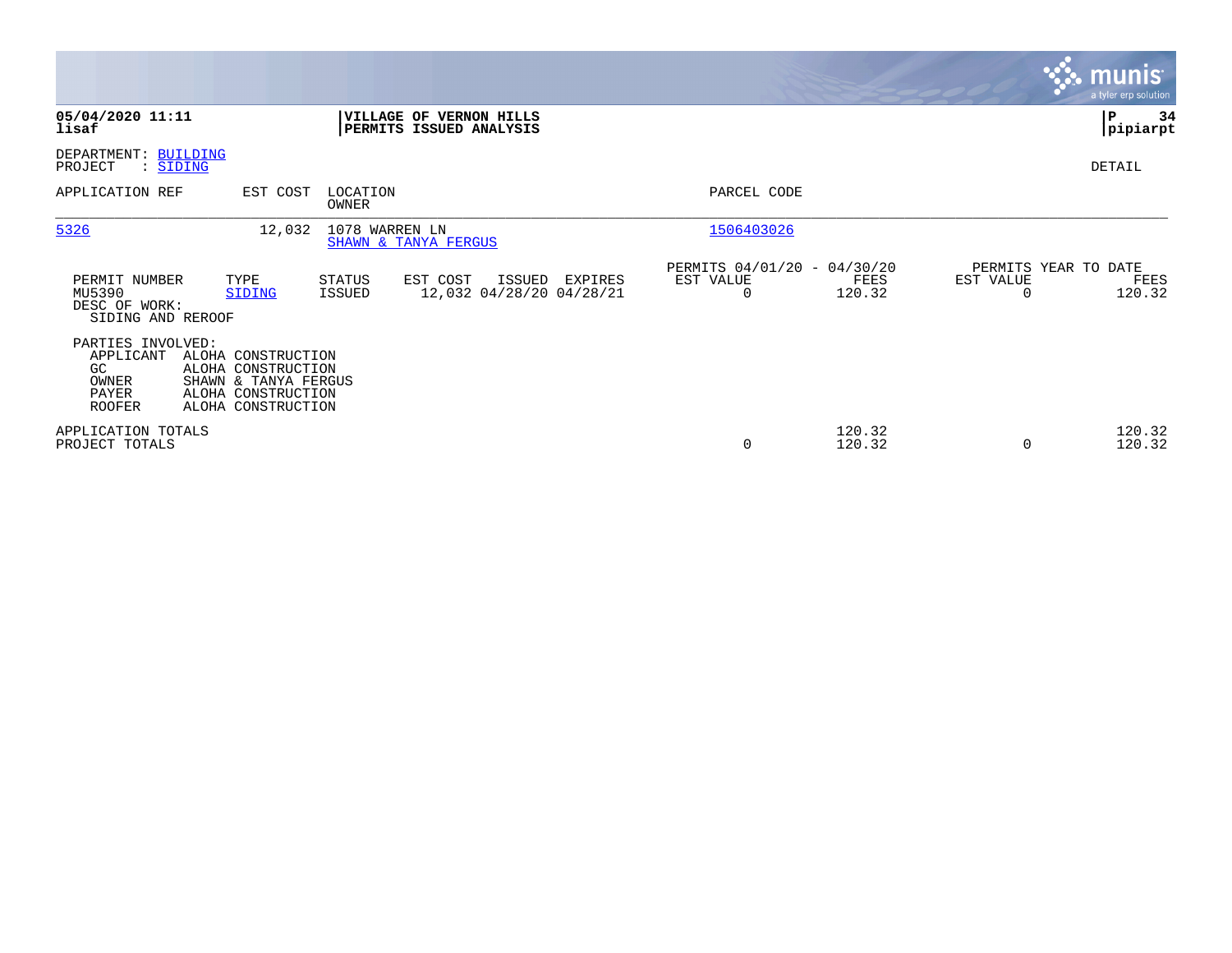**05/04/2020 11:11**
**lisaf**

**VILLAGE OF VERNON HILLS**
**PERMITS ISSUED ANALYSIS**

**pipiarpt**

DEPARTMENT: BUILDING
PROJECT : SIDING

DETAIL

| APPLICATION REF | EST COST | LOCATION / OWNER | PARCEL CODE |
|---|---|---|---|
| 5326 | 12,032 | 1078 WARREN LN / SHAWN & TANYA FERGUS | 1506403026 |

| PERMIT NUMBER | TYPE | STATUS | EST COST | ISSUED | EXPIRES | PERMITS 04/01/20 - 04/30/20 EST VALUE | FEES | PERMITS YEAR TO DATE EST VALUE | FEES |
|---|---|---|---|---|---|---|---|---|---|
| MU5390 | SIDING | ISSUED | 12,032 | 04/28/20 | 04/28/21 | 0 | 120.32 | 0 | 120.32 |

DESC OF WORK:
SIDING AND REROOF

PARTIES INVOLVED:

| | |
|---|---|
| APPLICANT | ALOHA CONSTRUCTION |
| GC | ALOHA CONSTRUCTION |
| OWNER | SHAWN & TANYA FERGUS |
| PAYER | ALOHA CONSTRUCTION |
| ROOFER | ALOHA CONSTRUCTION |

| | EST VALUE | FEES | YTD EST VALUE | YTD FEES |
|---|---|---|---|---|
| APPLICATION TOTALS | | 120.32 | | 120.32 |
| PROJECT TOTALS | 0 | 120.32 | 0 | 120.32 |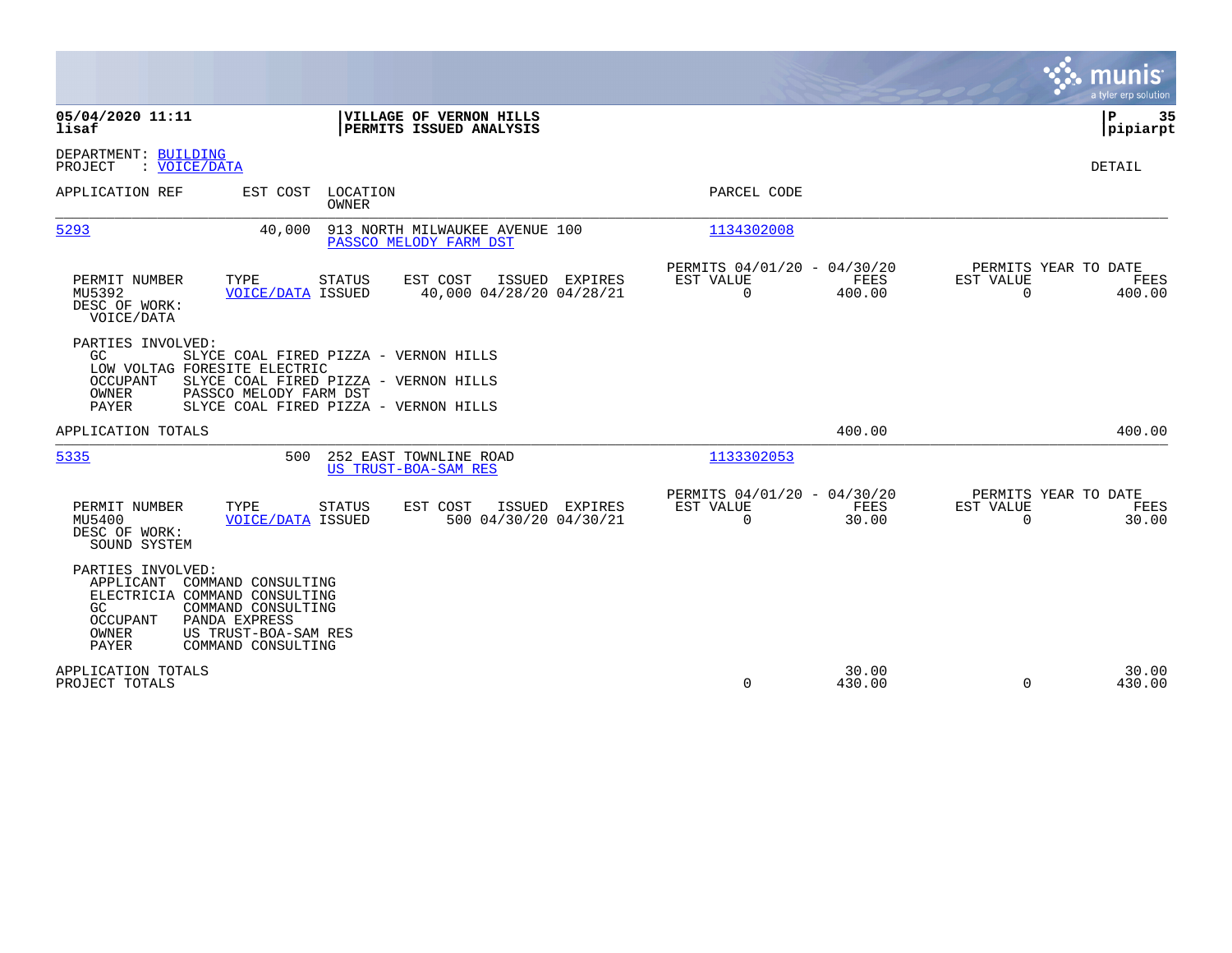**05/04/2020 11:11**
**lisaf**

**VILLAGE OF VERNON HILLS**
**PERMITS ISSUED ANALYSIS**

DEPARTMENT: BUILDING
PROJECT : VOICE/DATA

DETAIL

| APPLICATION REF | EST COST | LOCATION / OWNER | PARCEL CODE |
|---|---|---|---|
| 5293 | 40,000 | 913 NORTH MILWAUKEE AVENUE 100 / PASSCO MELODY FARM DST | 1134302008 |

| PERMIT NUMBER | TYPE | STATUS | EST COST | ISSUED | EXPIRES | PERMITS 04/01/20 - 04/30/20 EST VALUE | FEES | PERMITS YEAR TO DATE EST VALUE | FEES |
|---|---|---|---|---|---|---|---|---|---|
| MU5392 | VOICE/DATA | ISSUED | 40,000 | 04/28/20 | 04/28/21 | 0 | 400.00 | 0 | 400.00 |

DESC OF WORK:
VOICE/DATA

PARTIES INVOLVED:
- GC: SLYCE COAL FIRED PIZZA - VERNON HILLS
- LOW VOLTAG: FORESITE ELECTRIC
- OCCUPANT: SLYCE COAL FIRED PIZZA - VERNON HILLS
- OWNER: PASSCO MELODY FARM DST
- PAYER: SLYCE COAL FIRED PIZZA - VERNON HILLS

APPLICATION TOTALS: 400.00 | 400.00

| APPLICATION REF | EST COST | LOCATION / OWNER | PARCEL CODE |
|---|---|---|---|
| 5335 | 500 | 252 EAST TOWNLINE ROAD / US TRUST-BOA-SAM RES | 1133302053 |

| PERMIT NUMBER | TYPE | STATUS | EST COST | ISSUED | EXPIRES | PERMITS 04/01/20 - 04/30/20 EST VALUE | FEES | PERMITS YEAR TO DATE EST VALUE | FEES |
|---|---|---|---|---|---|---|---|---|---|
| MU5400 | VOICE/DATA | ISSUED | 500 | 04/30/20 | 04/30/21 | 0 | 30.00 | 0 | 30.00 |

DESC OF WORK:
SOUND SYSTEM

PARTIES INVOLVED:
- APPLICANT: COMMAND CONSULTING
- ELECTRICIA: COMMAND CONSULTING
- GC: COMMAND CONSULTING
- OCCUPANT: PANDA EXPRESS
- OWNER: US TRUST-BOA-SAM RES
- PAYER: COMMAND CONSULTING

| | EST VALUE | FEES | EST VALUE | FEES |
|---|---|---|---|---|
| APPLICATION TOTALS | | 30.00 | | 30.00 |
| PROJECT TOTALS | 0 | 430.00 | 0 | 430.00 |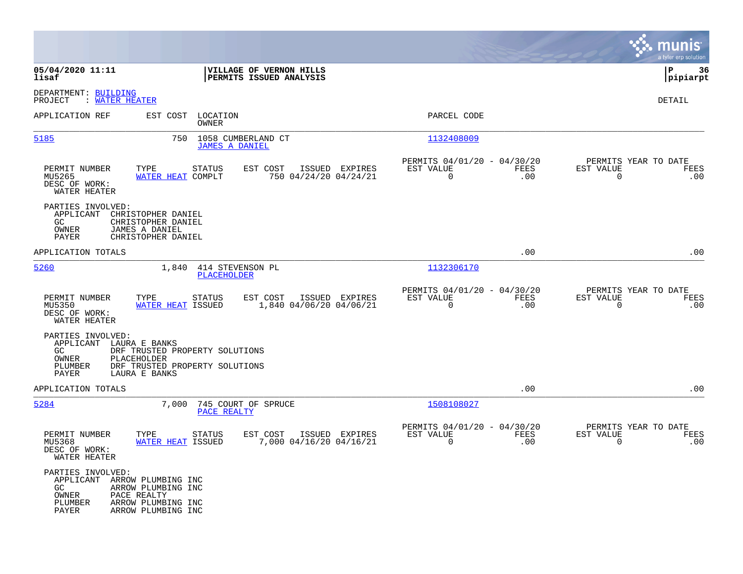**05/04/2020 11:11** | **VILLAGE OF VERNON HILLS** | **P 36**
**lisaf** | **PERMITS ISSUED ANALYSIS** | **pipiarpt**

DEPARTMENT: BUILDING
PROJECT : WATER HEATER

DETAIL

| APPLICATION REF | EST COST | LOCATION / OWNER | PARCEL CODE |
|---|---|---|---|
| 5185 | 750 | 1058 CUMBERLAND CT / JAMES A DANIEL | 1132408009 |

| PERMIT NUMBER | TYPE | STATUS | EST COST | ISSUED | EXPIRES | PERMITS 04/01/20 - 04/30/20 EST VALUE | FEES | PERMITS YEAR TO DATE EST VALUE | FEES |
|---|---|---|---|---|---|---|---|---|---|
| MU5265 | WATER HEAT | COMPLT | 750 | 04/24/20 | 04/24/21 | 0 | .00 | 0 | .00 |

DESC OF WORK:
WATER HEATER

PARTIES INVOLVED:
- APPLICANT CHRISTOPHER DANIEL
- GC CHRISTOPHER DANIEL
- OWNER JAMES A DANIEL
- PAYER CHRISTOPHER DANIEL

APPLICATION TOTALS .00 .00

| APPLICATION REF | EST COST | LOCATION / OWNER | PARCEL CODE |
|---|---|---|---|
| 5260 | 1,840 | 414 STEVENSON PL / PLACEHOLDER | 1132306170 |

| PERMIT NUMBER | TYPE | STATUS | EST COST | ISSUED | EXPIRES | PERMITS 04/01/20 - 04/30/20 EST VALUE | FEES | PERMITS YEAR TO DATE EST VALUE | FEES |
|---|---|---|---|---|---|---|---|---|---|
| MU5350 | WATER HEAT | ISSUED | 1,840 | 04/06/20 | 04/06/21 | 0 | .00 | 0 | .00 |

DESC OF WORK:
WATER HEATER

PARTIES INVOLVED:
- APPLICANT LAURA E BANKS
- GC DRF TRUSTED PROPERTY SOLUTIONS
- OWNER PLACEHOLDER
- PLUMBER DRF TRUSTED PROPERTY SOLUTIONS
- PAYER LAURA E BANKS

APPLICATION TOTALS .00 .00

| APPLICATION REF | EST COST | LOCATION / OWNER | PARCEL CODE |
|---|---|---|---|
| 5284 | 7,000 | 745 COURT OF SPRUCE / PACE REALTY | 1508108027 |

| PERMIT NUMBER | TYPE | STATUS | EST COST | ISSUED | EXPIRES | PERMITS 04/01/20 - 04/30/20 EST VALUE | FEES | PERMITS YEAR TO DATE EST VALUE | FEES |
|---|---|---|---|---|---|---|---|---|---|
| MU5368 | WATER HEAT | ISSUED | 7,000 | 04/16/20 | 04/16/21 | 0 | .00 | 0 | .00 |

DESC OF WORK:
WATER HEATER

PARTIES INVOLVED:
- APPLICANT ARROW PLUMBING INC
- GC ARROW PLUMBING INC
- OWNER PACE REALTY
- PLUMBER ARROW PLUMBING INC
- PAYER ARROW PLUMBING INC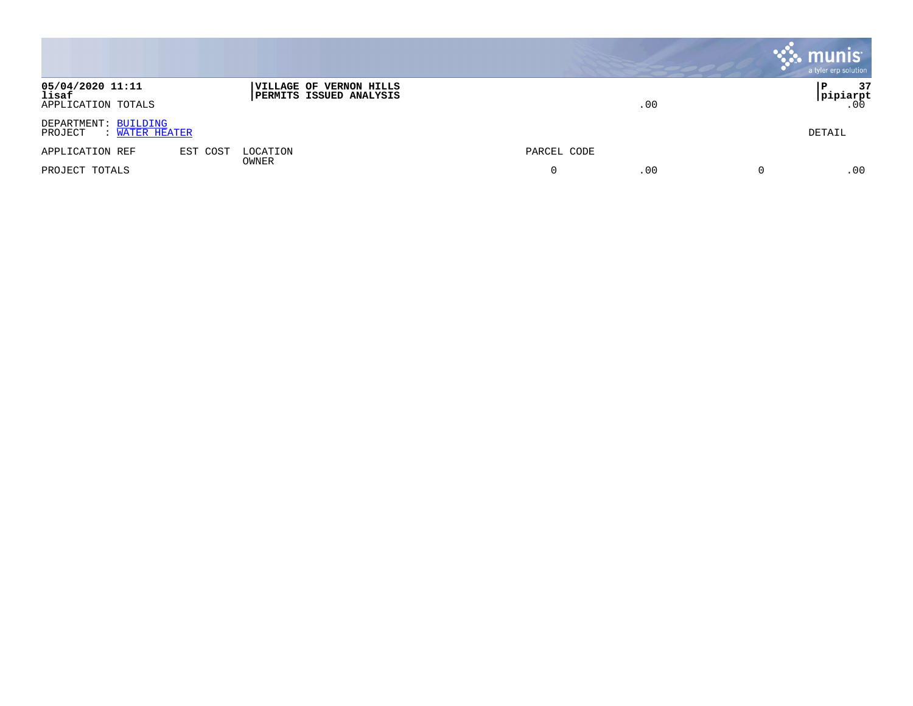**05/04/2020 11:11**
**lisaf**
APPLICATION TOTALS

**VILLAGE OF VERNON HILLS**
**PERMITS ISSUED ANALYSIS**

.00

**P 37**
**pipiarpt**
.00

DEPARTMENT: BUILDING
PROJECT : WATER HEATER

DETAIL

| APPLICATION REF | EST COST | LOCATION<br>OWNER | PARCEL CODE | | | |
|---|---|---|---|---|---|---|
| PROJECT TOTALS | | | 0 | .00 | 0 | .00 |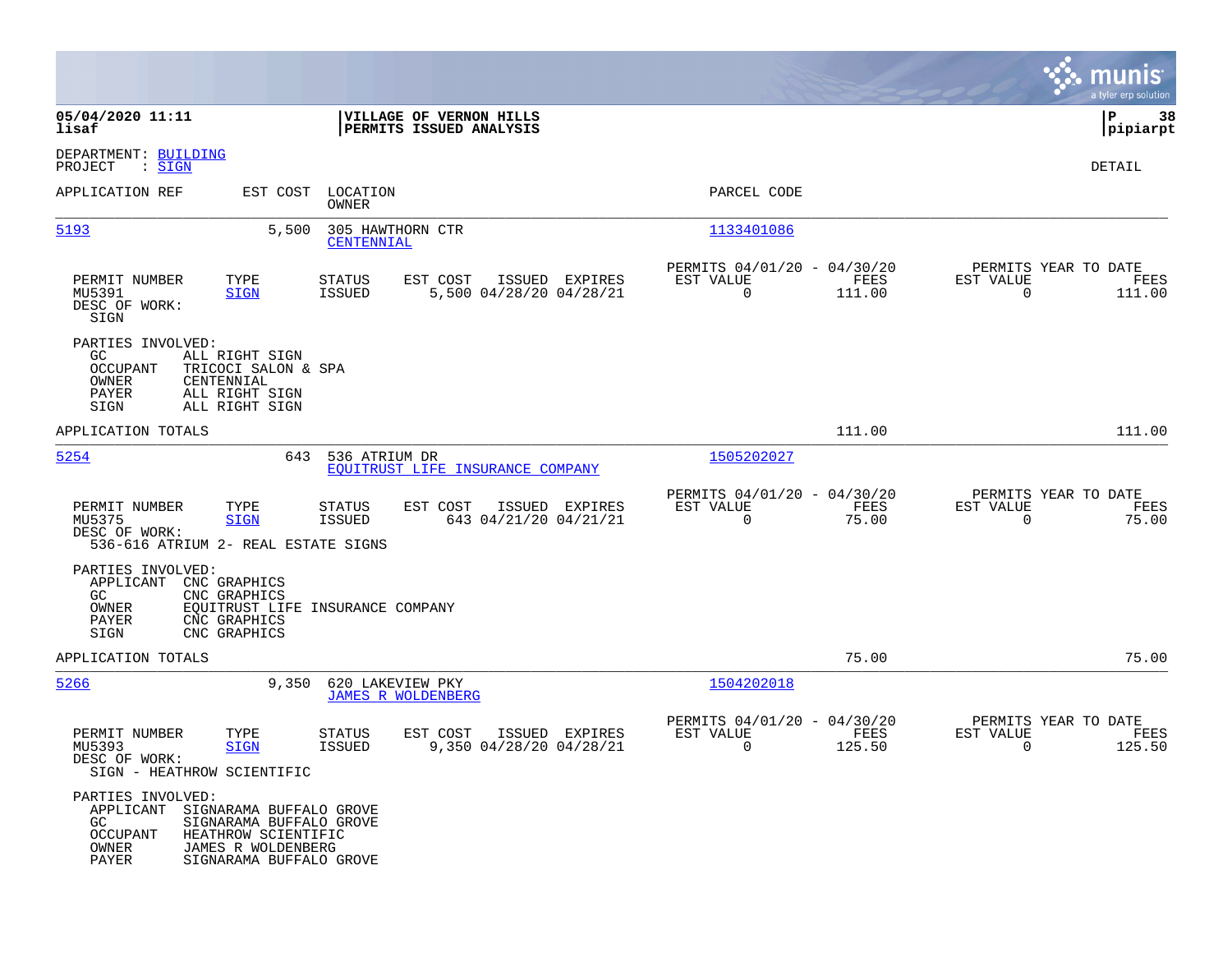**05/04/2020 11:11**
**lisaf**

**VILLAGE OF VERNON HILLS**
**PERMITS ISSUED ANALYSIS**

**pipiarpt**

DEPARTMENT: BUILDING
PROJECT : SIGN

DETAIL

| APPLICATION REF | EST COST | LOCATION / OWNER | PARCEL CODE |
|---|---|---|---|
| 5193 | 5,500 | 305 HAWTHORN CTR / CENTENNIAL | 1133401086 |

| PERMIT NUMBER | TYPE | STATUS | EST COST | ISSUED | EXPIRES | PERMITS 04/01/20 - 04/30/20 EST VALUE | FEES | PERMITS YEAR TO DATE EST VALUE | FEES |
|---|---|---|---|---|---|---|---|---|---|
| MU5391 | SIGN | ISSUED | 5,500 | 04/28/20 | 04/28/21 | 0 | 111.00 | 0 | 111.00 |

DESC OF WORK:
SIGN

PARTIES INVOLVED:
- GC: ALL RIGHT SIGN
- OCCUPANT: TRICOCI SALON & SPA
- OWNER: CENTENNIAL
- PAYER: ALL RIGHT SIGN
- SIGN: ALL RIGHT SIGN

APPLICATION TOTALS: 111.00 | 111.00

| APPLICATION REF | EST COST | LOCATION / OWNER | PARCEL CODE |
|---|---|---|---|
| 5254 | 643 | 536 ATRIUM DR / EQUITRUST LIFE INSURANCE COMPANY | 1505202027 |

| PERMIT NUMBER | TYPE | STATUS | EST COST | ISSUED | EXPIRES | PERMITS 04/01/20 - 04/30/20 EST VALUE | FEES | PERMITS YEAR TO DATE EST VALUE | FEES |
|---|---|---|---|---|---|---|---|---|---|
| MU5375 | SIGN | ISSUED | 643 | 04/21/20 | 04/21/21 | 0 | 75.00 | 0 | 75.00 |

DESC OF WORK:
536-616 ATRIUM 2- REAL ESTATE SIGNS

PARTIES INVOLVED:
- APPLICANT: CNC GRAPHICS
- GC: CNC GRAPHICS
- OWNER: EQUITRUST LIFE INSURANCE COMPANY
- PAYER: CNC GRAPHICS
- SIGN: CNC GRAPHICS

APPLICATION TOTALS: 75.00 | 75.00

| APPLICATION REF | EST COST | LOCATION / OWNER | PARCEL CODE |
|---|---|---|---|
| 5266 | 9,350 | 620 LAKEVIEW PKY / JAMES R WOLDENBERG | 1504202018 |

| PERMIT NUMBER | TYPE | STATUS | EST COST | ISSUED | EXPIRES | PERMITS 04/01/20 - 04/30/20 EST VALUE | FEES | PERMITS YEAR TO DATE EST VALUE | FEES |
|---|---|---|---|---|---|---|---|---|---|
| MU5393 | SIGN | ISSUED | 9,350 | 04/28/20 | 04/28/21 | 0 | 125.50 | 0 | 125.50 |

DESC OF WORK:
SIGN - HEATHROW SCIENTIFIC

PARTIES INVOLVED:
- APPLICANT: SIGNARAMA BUFFALO GROVE
- GC: SIGNARAMA BUFFALO GROVE
- OCCUPANT: HEATHROW SCIENTIFIC
- OWNER: JAMES R WOLDENBERG
- PAYER: SIGNARAMA BUFFALO GROVE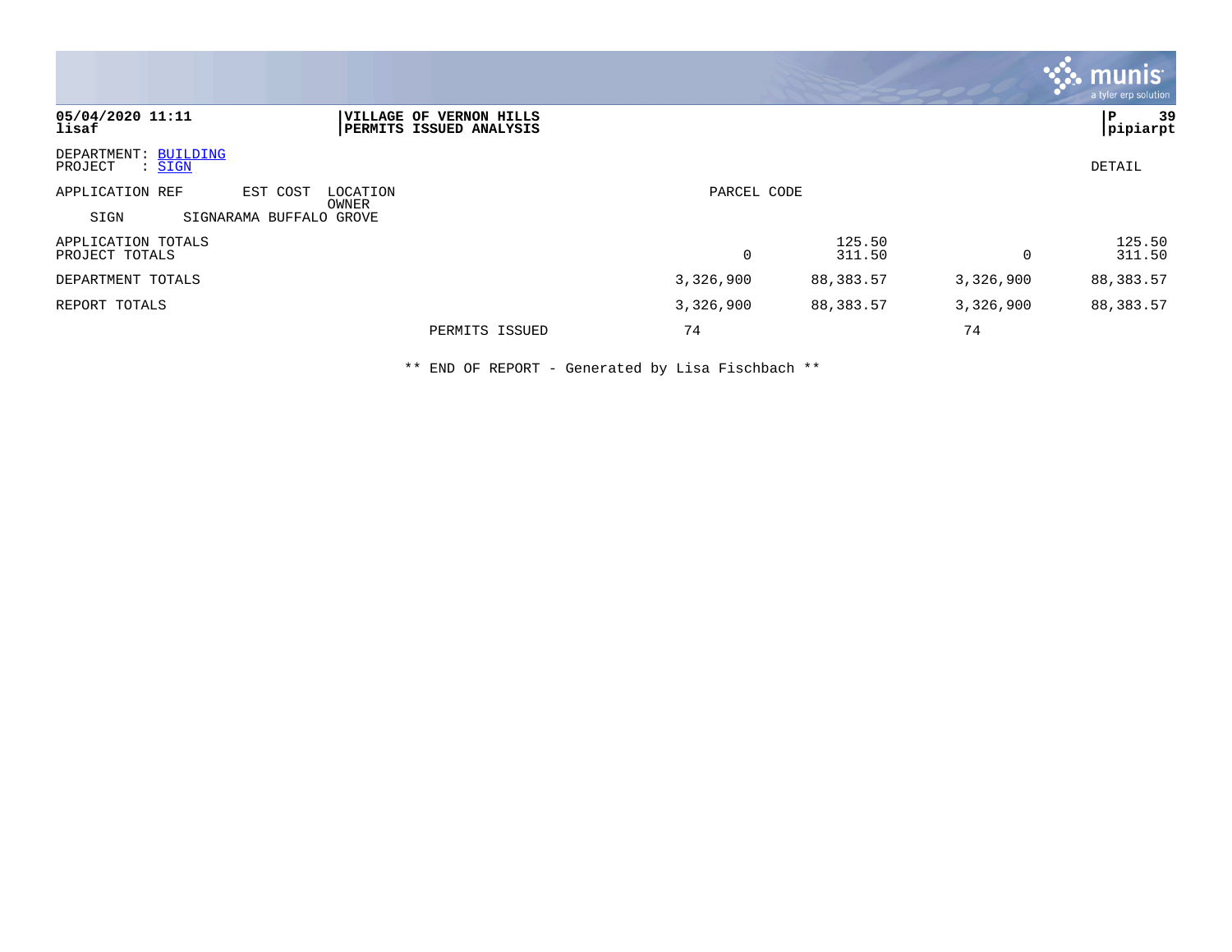**05/04/2020 11:11**
**lisaf**

**VILLAGE OF VERNON HILLS**
**PERMITS ISSUED ANALYSIS**

**P 39**
**pipiarpt**

DEPARTMENT: BUILDING
PROJECT : SIGN

DETAIL

| APPLICATION REF | EST COST | LOCATION / OWNER | PARCEL CODE | | | |
|---|---|---|---|---|---|---|
| SIGN | SIGNARAMA BUFFALO GROVE | | | | | |
| APPLICATION TOTALS | | | | 125.50 | | 125.50 |
| PROJECT TOTALS | | | 0 | 311.50 | 0 | 311.50 |
| DEPARTMENT TOTALS | | | 3,326,900 | 88,383.57 | 3,326,900 | 88,383.57 |
| REPORT TOTALS | | | 3,326,900 | 88,383.57 | 3,326,900 | 88,383.57 |
| | | PERMITS ISSUED | 74 | | 74 | |

** END OF REPORT - Generated by Lisa Fischbach **